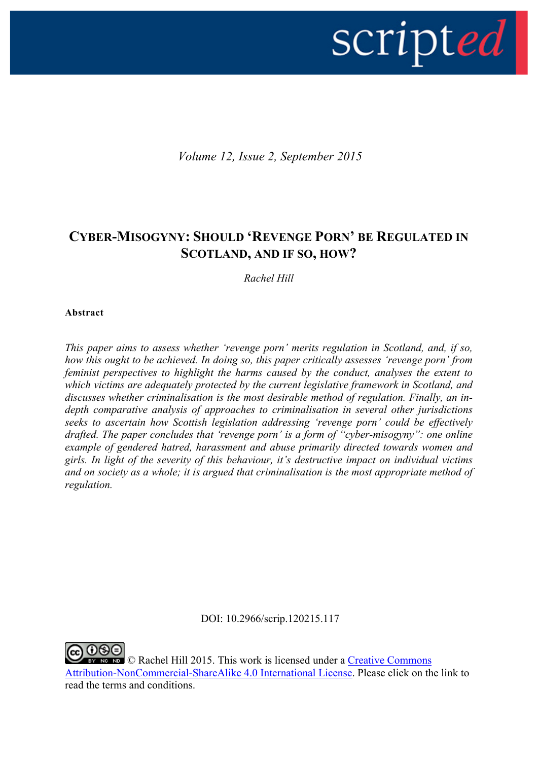scripted

*Volume 12, Issue 2, September 2015*

# Cyber-Misogyny: Should 'Revenge Porn' be Regulated in Scotland, and if so, how?

*Rachel Hill*

**Abstract**

*This paper aims to assess whether 'revenge porn' merits regulation in Scotland, and, if so, how this ought to be achieved. In doing so, this paper critically assesses 'revenge porn' from feminist perspectives to highlight the harms caused by the conduct, analyses the extent to which victims are adequately protected by the current legislative framework in Scotland, and discusses whether criminalisation is the most desirable method of regulation. Finally, an in-depth comparative analysis of approaches to criminalisation in several other jurisdictions seeks to ascertain how Scottish legislation addressing 'revenge porn' could be effectively drafted. The paper concludes that 'revenge porn' is a form of "cyber-misogyny": one online example of gendered hatred, harassment and abuse primarily directed towards women and girls. In light of the severity of this behaviour, it's destructive impact on individual victims and on society as a whole; it is argued that criminalisation is the most appropriate method of regulation.*

DOI: 10.2966/scrip.120215.117

© Rachel Hill 2015. This work is licensed under a Creative Commons Attribution-NonCommercial-ShareAlike 4.0 International License. Please click on the link to read the terms and conditions.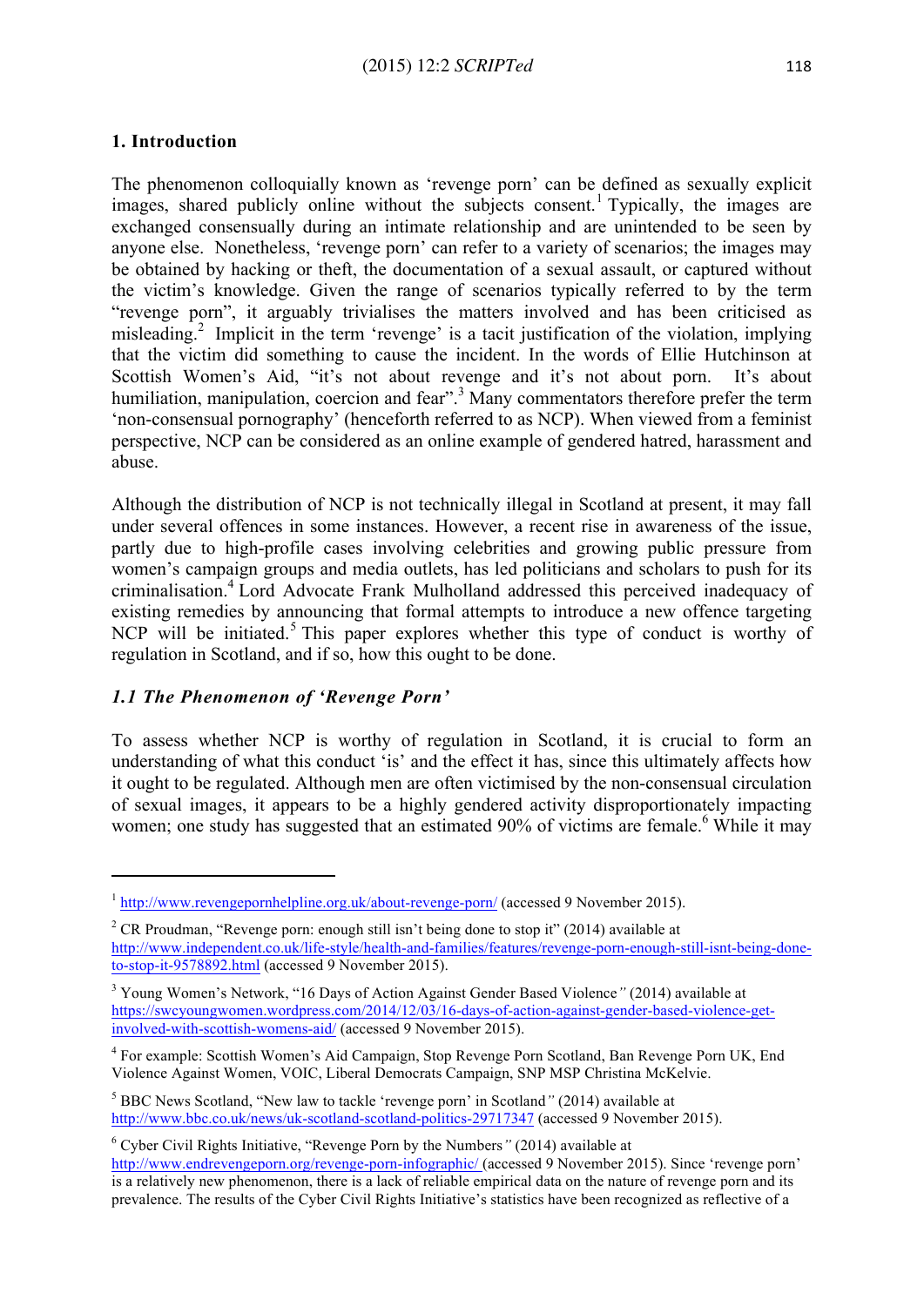## 1. Introduction

The phenomenon colloquially known as 'revenge porn' can be defined as sexually explicit images, shared publicly online without the subjects consent.[1] Typically, the images are exchanged consensually during an intimate relationship and are unintended to be seen by anyone else. Nonetheless, 'revenge porn' can refer to a variety of scenarios; the images may be obtained by hacking or theft, the documentation of a sexual assault, or captured without the victim's knowledge. Given the range of scenarios typically referred to by the term "revenge porn", it arguably trivialises the matters involved and has been criticised as misleading.[2] Implicit in the term 'revenge' is a tacit justification of the violation, implying that the victim did something to cause the incident. In the words of Ellie Hutchinson at Scottish Women's Aid, "it's not about revenge and it's not about porn. It's about humiliation, manipulation, coercion and fear".[3] Many commentators therefore prefer the term 'non-consensual pornography' (henceforth referred to as NCP). When viewed from a feminist perspective, NCP can be considered as an online example of gendered hatred, harassment and abuse.

Although the distribution of NCP is not technically illegal in Scotland at present, it may fall under several offences in some instances. However, a recent rise in awareness of the issue, partly due to high-profile cases involving celebrities and growing public pressure from women's campaign groups and media outlets, has led politicians and scholars to push for its criminalisation.[4] Lord Advocate Frank Mulholland addressed this perceived inadequacy of existing remedies by announcing that formal attempts to introduce a new offence targeting NCP will be initiated.[5] This paper explores whether this type of conduct is worthy of regulation in Scotland, and if so, how this ought to be done.

### *1.1 The Phenomenon of 'Revenge Porn'*

To assess whether NCP is worthy of regulation in Scotland, it is crucial to form an understanding of what this conduct 'is' and the effect it has, since this ultimately affects how it ought to be regulated. Although men are often victimised by the non-consensual circulation of sexual images, it appears to be a highly gendered activity disproportionately impacting women; one study has suggested that an estimated 90% of victims are female.[6] While it may

---

[1] http://www.revengepornhelpline.org.uk/about-revenge-porn/ (accessed 9 November 2015).

[2] CR Proudman, "Revenge porn: enough still isn't being done to stop it" (2014) available at http://www.independent.co.uk/life-style/health-and-families/features/revenge-porn-enough-still-isnt-being-done-to-stop-it-9578892.html (accessed 9 November 2015).

[3] Young Women's Network, "16 Days of Action Against Gender Based Violence" (2014) available at https://swcyoungwomen.wordpress.com/2014/12/03/16-days-of-action-against-gender-based-violence-get-involved-with-scottish-womens-aid/ (accessed 9 November 2015).

[4] For example: Scottish Women's Aid Campaign, Stop Revenge Porn Scotland, Ban Revenge Porn UK, End Violence Against Women, VOIC, Liberal Democrats Campaign, SNP MSP Christina McKelvie.

[5] BBC News Scotland, "New law to tackle 'revenge porn' in Scotland" (2014) available at http://www.bbc.co.uk/news/uk-scotland-scotland-politics-29717347 (accessed 9 November 2015).

[6] Cyber Civil Rights Initiative, "Revenge Porn by the Numbers" (2014) available at http://www.endrevengeporn.org/revenge-porn-infographic/ (accessed 9 November 2015). Since 'revenge porn' is a relatively new phenomenon, there is a lack of reliable empirical data on the nature of revenge porn and its prevalence. The results of the Cyber Civil Rights Initiative's statistics have been recognized as reflective of a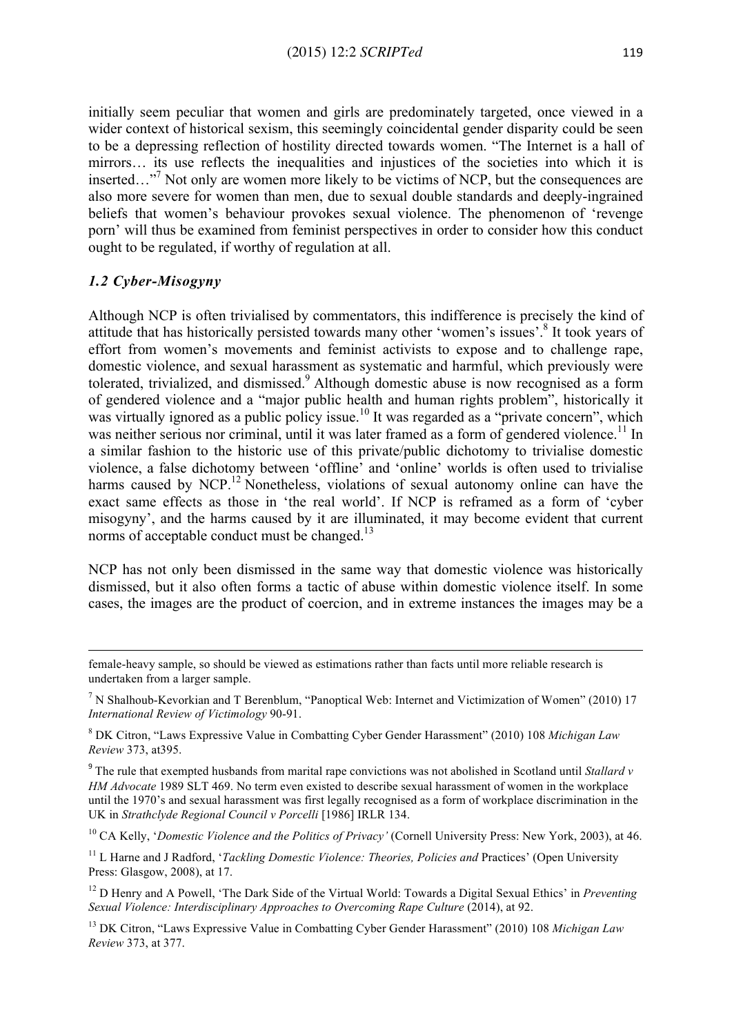initially seem peculiar that women and girls are predominately targeted, once viewed in a wider context of historical sexism, this seemingly coincidental gender disparity could be seen to be a depressing reflection of hostility directed towards women. "The Internet is a hall of mirrors… its use reflects the inequalities and injustices of the societies into which it is inserted…"[7] Not only are women more likely to be victims of NCP, but the consequences are also more severe for women than men, due to sexual double standards and deeply-ingrained beliefs that women's behaviour provokes sexual violence. The phenomenon of 'revenge porn' will thus be examined from feminist perspectives in order to consider how this conduct ought to be regulated, if worthy of regulation at all.

### *1.2 Cyber-Misogyny*

Although NCP is often trivialised by commentators, this indifference is precisely the kind of attitude that has historically persisted towards many other 'women's issues'.[8] It took years of effort from women's movements and feminist activists to expose and to challenge rape, domestic violence, and sexual harassment as systematic and harmful, which previously were tolerated, trivialized, and dismissed.[9] Although domestic abuse is now recognised as a form of gendered violence and a "major public health and human rights problem", historically it was virtually ignored as a public policy issue.[10] It was regarded as a "private concern", which was neither serious nor criminal, until it was later framed as a form of gendered violence.[11] In a similar fashion to the historic use of this private/public dichotomy to trivialise domestic violence, a false dichotomy between 'offline' and 'online' worlds is often used to trivialise harms caused by NCP.[12] Nonetheless, violations of sexual autonomy online can have the exact same effects as those in 'the real world'. If NCP is reframed as a form of 'cyber misogyny', and the harms caused by it are illuminated, it may become evident that current norms of acceptable conduct must be changed.[13]

NCP has not only been dismissed in the same way that domestic violence was historically dismissed, but it also often forms a tactic of abuse within domestic violence itself. In some cases, the images are the product of coercion, and in extreme instances the images may be a

---

female-heavy sample, so should be viewed as estimations rather than facts until more reliable research is undertaken from a larger sample.

[7] N Shalhoub-Kevorkian and T Berenblum, "Panoptical Web: Internet and Victimization of Women" (2010) 17 *International Review of Victimology* 90-91.

[8] DK Citron, "Laws Expressive Value in Combatting Cyber Gender Harassment" (2010) 108 *Michigan Law Review* 373, at395.

[9] The rule that exempted husbands from marital rape convictions was not abolished in Scotland until *Stallard v HM Advocate* 1989 SLT 469. No term even existed to describe sexual harassment of women in the workplace until the 1970's and sexual harassment was first legally recognised as a form of workplace discrimination in the UK in *Strathclyde Regional Council v Porcelli* [1986] IRLR 134.

[10] CA Kelly, '*Domestic Violence and the Politics of Privacy'* (Cornell University Press: New York, 2003), at 46.

[11] L Harne and J Radford, '*Tackling Domestic Violence: Theories, Policies and* Practices' (Open University Press: Glasgow, 2008), at 17.

[12] D Henry and A Powell, 'The Dark Side of the Virtual World: Towards a Digital Sexual Ethics' in *Preventing Sexual Violence: Interdisciplinary Approaches to Overcoming Rape Culture* (2014), at 92.

[13] DK Citron, "Laws Expressive Value in Combatting Cyber Gender Harassment" (2010) 108 *Michigan Law Review* 373, at 377.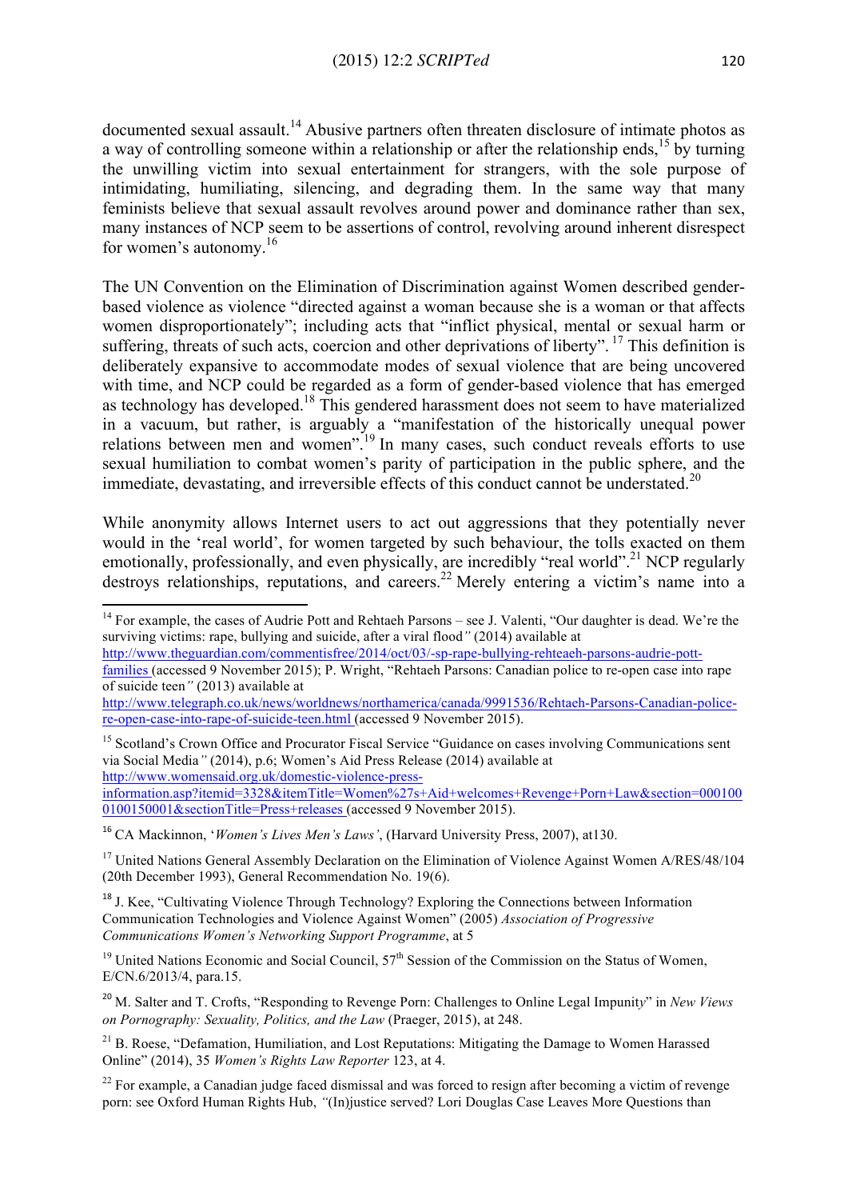documented sexual assault.[14] Abusive partners often threaten disclosure of intimate photos as a way of controlling someone within a relationship or after the relationship ends,[15] by turning the unwilling victim into sexual entertainment for strangers, with the sole purpose of intimidating, humiliating, silencing, and degrading them. In the same way that many feminists believe that sexual assault revolves around power and dominance rather than sex, many instances of NCP seem to be assertions of control, revolving around inherent disrespect for women's autonomy.[16]

The UN Convention on the Elimination of Discrimination against Women described gender-based violence as violence "directed against a woman because she is a woman or that affects women disproportionately"; including acts that "inflict physical, mental or sexual harm or suffering, threats of such acts, coercion and other deprivations of liberty".[17] This definition is deliberately expansive to accommodate modes of sexual violence that are being uncovered with time, and NCP could be regarded as a form of gender-based violence that has emerged as technology has developed.[18] This gendered harassment does not seem to have materialized in a vacuum, but rather, is arguably a "manifestation of the historically unequal power relations between men and women".[19] In many cases, such conduct reveals efforts to use sexual humiliation to combat women's parity of participation in the public sphere, and the immediate, devastating, and irreversible effects of this conduct cannot be understated.[20]

While anonymity allows Internet users to act out aggressions that they potentially never would in the 'real world', for women targeted by such behaviour, the tolls exacted on them emotionally, professionally, and even physically, are incredibly "real world".[21] NCP regularly destroys relationships, reputations, and careers.[22] Merely entering a victim's name into a

---

[14] For example, the cases of Audrie Pott and Rehtaeh Parsons – see J. Valenti, "Our daughter is dead. We're the surviving victims: rape, bullying and suicide, after a viral flood*"* (2014) available at http://www.theguardian.com/commentisfree/2014/oct/03/-sp-rape-bullying-rehteaeh-parsons-audrie-pott-families (accessed 9 November 2015); P. Wright, "Rehtaeh Parsons: Canadian police to re-open case into rape of suicide teen*"* (2013) available at http://www.telegraph.co.uk/news/worldnews/northamerica/canada/9991536/Rehtaeh-Parsons-Canadian-police-re-open-case-into-rape-of-suicide-teen.html (accessed 9 November 2015).

[15] Scotland's Crown Office and Procurator Fiscal Service "Guidance on cases involving Communications sent via Social Media*"* (2014), p.6; Women's Aid Press Release (2014) available at http://www.womensaid.org.uk/domestic-violence-press-information.asp?itemid=3328&itemTitle=Women%27s+Aid+welcomes+Revenge+Porn+Law&section=0001000100150001&sectionTitle=Press+releases (accessed 9 November 2015).

[16] CA Mackinnon, '*Women's Lives Men's Laws'*, (Harvard University Press, 2007), at130.

[17] United Nations General Assembly Declaration on the Elimination of Violence Against Women A/RES/48/104 (20th December 1993), General Recommendation No. 19(6).

[18] J. Kee, "Cultivating Violence Through Technology? Exploring the Connections between Information Communication Technologies and Violence Against Women" (2005) *Association of Progressive Communications Women's Networking Support Programme*, at 5

[19] United Nations Economic and Social Council, 57th Session of the Commission on the Status of Women, E/CN.6/2013/4, para.15.

[20] M. Salter and T. Crofts, "Responding to Revenge Porn: Challenges to Online Legal Impunity" in *New Views on Pornography: Sexuality, Politics, and the Law* (Praeger, 2015), at 248.

[21] B. Roese, "Defamation, Humiliation, and Lost Reputations: Mitigating the Damage to Women Harassed Online" (2014), 35 *Women's Rights Law Reporter* 123, at 4.

[22] For example, a Canadian judge faced dismissal and was forced to resign after becoming a victim of revenge porn: see Oxford Human Rights Hub, *"*(In)justice served? Lori Douglas Case Leaves More Questions than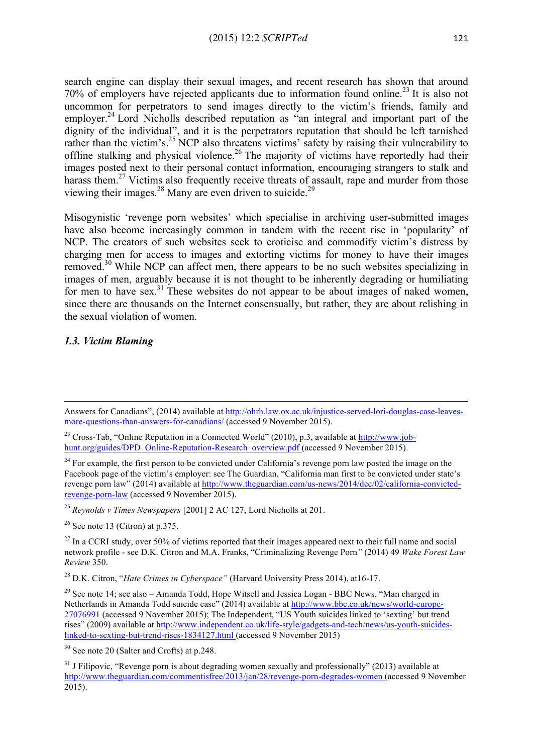search engine can display their sexual images, and recent research has shown that around 70% of employers have rejected applicants due to information found online.[23] It is also not uncommon for perpetrators to send images directly to the victim's friends, family and employer.[24] Lord Nicholls described reputation as "an integral and important part of the dignity of the individual", and it is the perpetrators reputation that should be left tarnished rather than the victim's.[25] NCP also threatens victims' safety by raising their vulnerability to offline stalking and physical violence.[26] The majority of victims have reportedly had their images posted next to their personal contact information, encouraging strangers to stalk and harass them.[27] Victims also frequently receive threats of assault, rape and murder from those viewing their images.[28] Many are even driven to suicide.[29]

Misogynistic 'revenge porn websites' which specialise in archiving user-submitted images have also become increasingly common in tandem with the recent rise in 'popularity' of NCP. The creators of such websites seek to eroticise and commodify victim's distress by charging men for access to images and extorting victims for money to have their images removed.[30] While NCP can affect men, there appears to be no such websites specializing in images of men, arguably because it is not thought to be inherently degrading or humiliating for men to have sex.[31] These websites do not appear to be about images of naked women, since there are thousands on the Internet consensually, but rather, they are about relishing in the sexual violation of women.

### *1.3. Victim Blaming*

---

Answers for Canadians", (2014) available at http://ohrh.law.ox.ac.uk/injustice-served-lori-douglas-case-leaves-more-questions-than-answers-for-canadians/ (accessed 9 November 2015).

[23] Cross-Tab, "Online Reputation in a Connected World" (2010), p.3, available at http://www.job-hunt.org/guides/DPD_Online-Reputation-Research_overview.pdf (accessed 9 November 2015).

[24] For example, the first person to be convicted under California's revenge porn law posted the image on the Facebook page of the victim's employer: see The Guardian, "California man first to be convicted under state's revenge porn law" (2014) available at http://www.theguardian.com/us-news/2014/dec/02/california-convicted-revenge-porn-law (accessed 9 November 2015).

[25] *Reynolds v Times Newspapers* [2001] 2 AC 127, Lord Nicholls at 201.

[26] See note 13 (Citron) at p.375.

[27] In a CCRI study, over 50% of victims reported that their images appeared next to their full name and social network profile - see D.K. Citron and M.A. Franks, "Criminalizing Revenge Porn*"* (2014) 49 *Wake Forest Law Review* 350.

[28] D.K. Citron, "*Hate Crimes in Cyberspace"* (Harvard University Press 2014), at16-17.

[29] See note 14; see also – Amanda Todd, Hope Witsell and Jessica Logan - BBC News, "Man charged in Netherlands in Amanda Todd suicide case" (2014) available at http://www.bbc.co.uk/news/world-europe-27076991 (accessed 9 November 2015); The Independent, "US Youth suicides linked to 'sexting' but trend rises" (2009) available at http://www.independent.co.uk/life-style/gadgets-and-tech/news/us-youth-suicides-linked-to-sexting-but-trend-rises-1834127.html (accessed 9 November 2015)

[30] See note 20 (Salter and Crofts) at p.248.

[31] J Filipovic, "Revenge porn is about degrading women sexually and professionally" (2013) available at http://www.theguardian.com/commentisfree/2013/jan/28/revenge-porn-degrades-women (accessed 9 November 2015).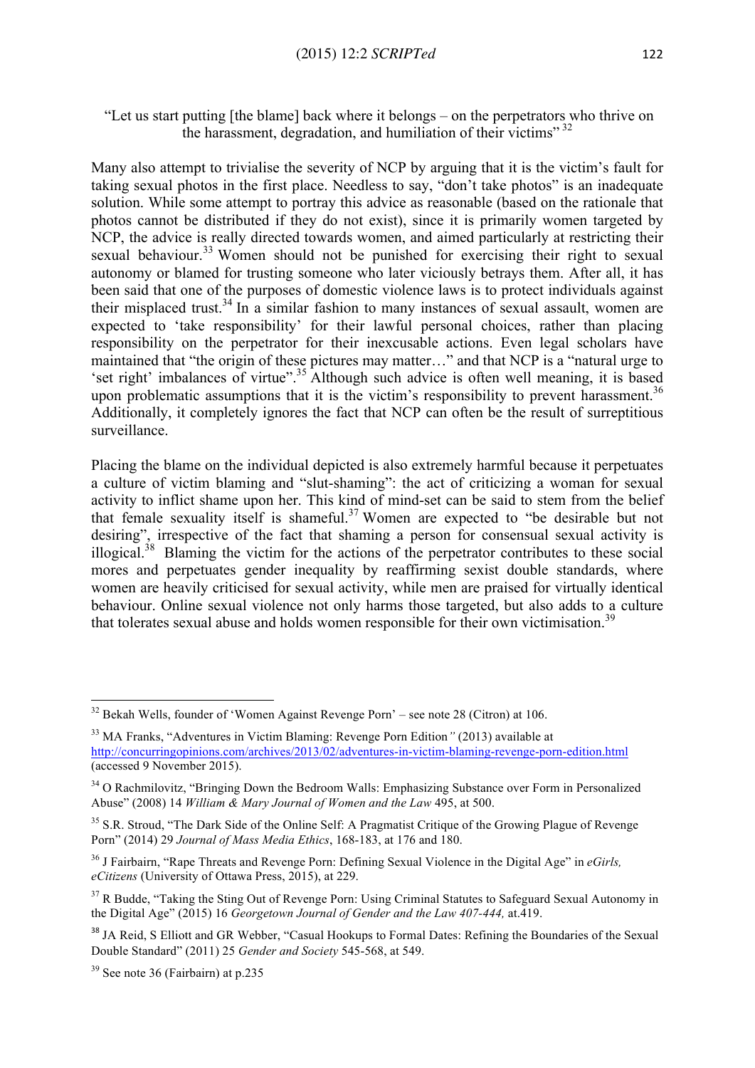"Let us start putting [the blame] back where it belongs – on the perpetrators who thrive on the harassment, degradation, and humiliation of their victims" [32]

Many also attempt to trivialise the severity of NCP by arguing that it is the victim's fault for taking sexual photos in the first place. Needless to say, "don't take photos" is an inadequate solution. While some attempt to portray this advice as reasonable (based on the rationale that photos cannot be distributed if they do not exist), since it is primarily women targeted by NCP, the advice is really directed towards women, and aimed particularly at restricting their sexual behaviour.[33] Women should not be punished for exercising their right to sexual autonomy or blamed for trusting someone who later viciously betrays them. After all, it has been said that one of the purposes of domestic violence laws is to protect individuals against their misplaced trust.[34] In a similar fashion to many instances of sexual assault, women are expected to 'take responsibility' for their lawful personal choices, rather than placing responsibility on the perpetrator for their inexcusable actions. Even legal scholars have maintained that "the origin of these pictures may matter…" and that NCP is a "natural urge to 'set right' imbalances of virtue".[35] Although such advice is often well meaning, it is based upon problematic assumptions that it is the victim's responsibility to prevent harassment.[36] Additionally, it completely ignores the fact that NCP can often be the result of surreptitious surveillance.

Placing the blame on the individual depicted is also extremely harmful because it perpetuates a culture of victim blaming and "slut-shaming": the act of criticizing a woman for sexual activity to inflict shame upon her. This kind of mind-set can be said to stem from the belief that female sexuality itself is shameful.[37] Women are expected to "be desirable but not desiring", irrespective of the fact that shaming a person for consensual sexual activity is illogical.[38] Blaming the victim for the actions of the perpetrator contributes to these social mores and perpetuates gender inequality by reaffirming sexist double standards, where women are heavily criticised for sexual activity, while men are praised for virtually identical behaviour. Online sexual violence not only harms those targeted, but also adds to a culture that tolerates sexual abuse and holds women responsible for their own victimisation.[39]

---

[32] Bekah Wells, founder of 'Women Against Revenge Porn' – see note 28 (Citron) at 106.

[33] MA Franks, "Adventures in Victim Blaming: Revenge Porn Edition*"* (2013) available at http://concurringopinions.com/archives/2013/02/adventures-in-victim-blaming-revenge-porn-edition.html (accessed 9 November 2015).

[34] O Rachmilovitz, "Bringing Down the Bedroom Walls: Emphasizing Substance over Form in Personalized Abuse" (2008) 14 *William & Mary Journal of Women and the Law* 495, at 500.

[35] S.R. Stroud, "The Dark Side of the Online Self: A Pragmatist Critique of the Growing Plague of Revenge Porn" (2014) 29 *Journal of Mass Media Ethics*, 168-183, at 176 and 180.

[36] J Fairbairn, "Rape Threats and Revenge Porn: Defining Sexual Violence in the Digital Age" in *eGirls, eCitizens* (University of Ottawa Press, 2015), at 229.

[37] R Budde, "Taking the Sting Out of Revenge Porn: Using Criminal Statutes to Safeguard Sexual Autonomy in the Digital Age" (2015) 16 *Georgetown Journal of Gender and the Law 407-444,* at.419.

[38] JA Reid, S Elliott and GR Webber, "Casual Hookups to Formal Dates: Refining the Boundaries of the Sexual Double Standard" (2011) 25 *Gender and Society* 545-568, at 549.

[39] See note 36 (Fairbairn) at p.235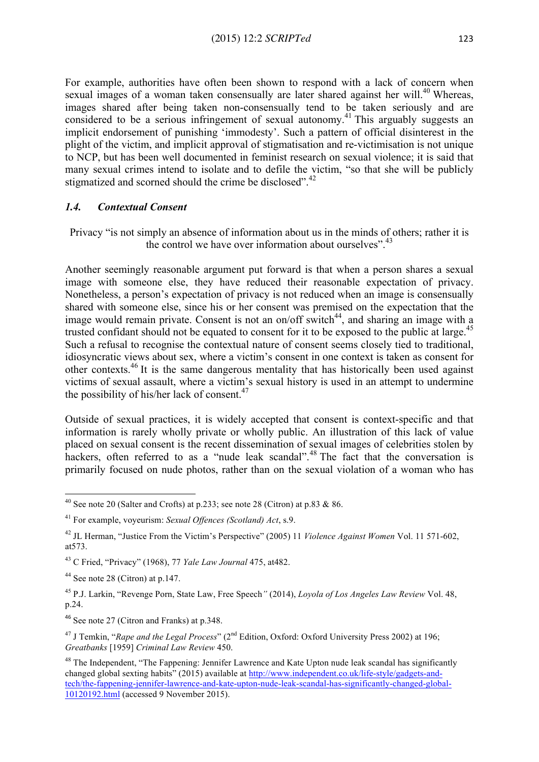For example, authorities have often been shown to respond with a lack of concern when sexual images of a woman taken consensually are later shared against her will.[40] Whereas, images shared after being taken non-consensually tend to be taken seriously and are considered to be a serious infringement of sexual autonomy.[41] This arguably suggests an implicit endorsement of punishing 'immodesty'. Such a pattern of official disinterest in the plight of the victim, and implicit approval of stigmatisation and re-victimisation is not unique to NCP, but has been well documented in feminist research on sexual violence; it is said that many sexual crimes intend to isolate and to defile the victim, "so that she will be publicly stigmatized and scorned should the crime be disclosed".[42]

### *1.4. Contextual Consent*

Privacy "is not simply an absence of information about us in the minds of others; rather it is the control we have over information about ourselves".[43]

Another seemingly reasonable argument put forward is that when a person shares a sexual image with someone else, they have reduced their reasonable expectation of privacy. Nonetheless, a person's expectation of privacy is not reduced when an image is consensually shared with someone else, since his or her consent was premised on the expectation that the image would remain private. Consent is not an on/off switch[44], and sharing an image with a trusted confidant should not be equated to consent for it to be exposed to the public at large.[45] Such a refusal to recognise the contextual nature of consent seems closely tied to traditional, idiosyncratic views about sex, where a victim's consent in one context is taken as consent for other contexts.[46] It is the same dangerous mentality that has historically been used against victims of sexual assault, where a victim's sexual history is used in an attempt to undermine the possibility of his/her lack of consent.[47]

Outside of sexual practices, it is widely accepted that consent is context-specific and that information is rarely wholly private or wholly public. An illustration of this lack of value placed on sexual consent is the recent dissemination of sexual images of celebrities stolen by hackers, often referred to as a "nude leak scandal".[48] The fact that the conversation is primarily focused on nude photos, rather than on the sexual violation of a woman who has

---

[40] See note 20 (Salter and Crofts) at p.233; see note 28 (Citron) at p.83 & 86.

[41] For example, voyeurism: *Sexual Offences (Scotland) Act*, s.9.

[42] JL Herman, "Justice From the Victim's Perspective" (2005) 11 *Violence Against Women* Vol. 11 571-602, at573.

[43] C Fried, "Privacy" (1968), 77 *Yale Law Journal* 475, at482.

[44] See note 28 (Citron) at p.147.

[45] P.J. Larkin, "Revenge Porn, State Law, Free Speech*"* (2014), *Loyola of Los Angeles Law Review* Vol. 48, p.24.

[46] See note 27 (Citron and Franks) at p.348.

[47] J Temkin, "*Rape and the Legal Process*" (2nd Edition, Oxford: Oxford University Press 2002) at 196; *Greatbanks* [1959] *Criminal Law Review* 450.

[48] The Independent, "The Fappening: Jennifer Lawrence and Kate Upton nude leak scandal has significantly changed global sexting habits" (2015) available at http://www.independent.co.uk/life-style/gadgets-and-tech/the-fappening-jennifer-lawrence-and-kate-upton-nude-leak-scandal-has-significantly-changed-global-10120192.html (accessed 9 November 2015).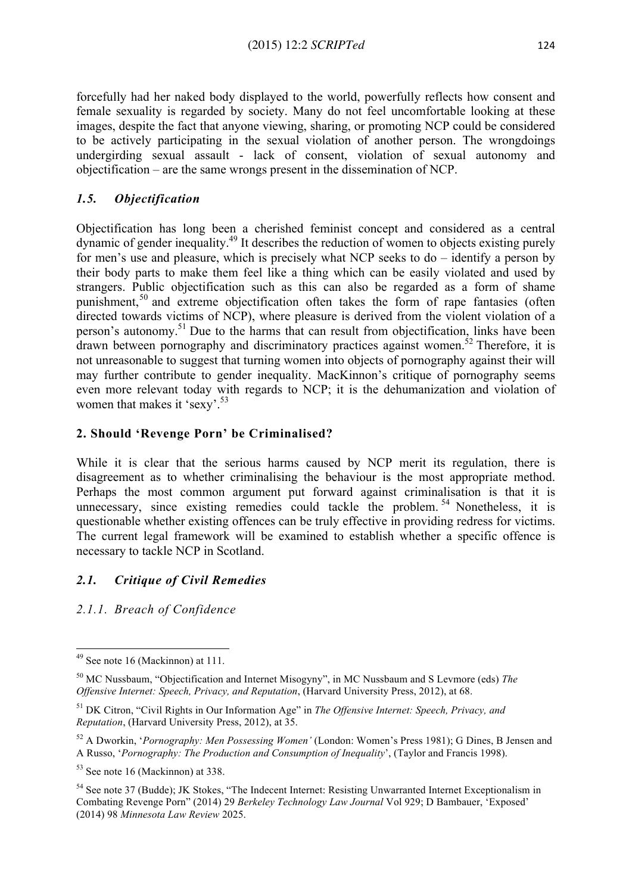forcefully had her naked body displayed to the world, powerfully reflects how consent and female sexuality is regarded by society. Many do not feel uncomfortable looking at these images, despite the fact that anyone viewing, sharing, or promoting NCP could be considered to be actively participating in the sexual violation of another person. The wrongdoings undergirding sexual assault - lack of consent, violation of sexual autonomy and objectification – are the same wrongs present in the dissemination of NCP.

### *1.5. Objectification*

Objectification has long been a cherished feminist concept and considered as a central dynamic of gender inequality.[49] It describes the reduction of women to objects existing purely for men's use and pleasure, which is precisely what NCP seeks to do – identify a person by their body parts to make them feel like a thing which can be easily violated and used by strangers. Public objectification such as this can also be regarded as a form of shame punishment,[50] and extreme objectification often takes the form of rape fantasies (often directed towards victims of NCP), where pleasure is derived from the violent violation of a person's autonomy.[51] Due to the harms that can result from objectification, links have been drawn between pornography and discriminatory practices against women.[52] Therefore, it is not unreasonable to suggest that turning women into objects of pornography against their will may further contribute to gender inequality. MacKinnon's critique of pornography seems even more relevant today with regards to NCP; it is the dehumanization and violation of women that makes it 'sexy'.[53]

## 2. Should 'Revenge Porn' be Criminalised?

While it is clear that the serious harms caused by NCP merit its regulation, there is disagreement as to whether criminalising the behaviour is the most appropriate method. Perhaps the most common argument put forward against criminalisation is that it is unnecessary, since existing remedies could tackle the problem.[54] Nonetheless, it is questionable whether existing offences can be truly effective in providing redress for victims. The current legal framework will be examined to establish whether a specific offence is necessary to tackle NCP in Scotland.

### *2.1. Critique of Civil Remedies*

#### *2.1.1. Breach of Confidence*

---

[49] See note 16 (Mackinnon) at 111.

[50] MC Nussbaum, "Objectification and Internet Misogyny", in MC Nussbaum and S Levmore (eds) *The Offensive Internet: Speech, Privacy, and Reputation*, (Harvard University Press, 2012), at 68.

[51] DK Citron, "Civil Rights in Our Information Age" in *The Offensive Internet: Speech, Privacy, and Reputation*, (Harvard University Press, 2012), at 35.

[52] A Dworkin, '*Pornography: Men Possessing Women'* (London: Women's Press 1981); G Dines, B Jensen and A Russo, '*Pornography: The Production and Consumption of Inequality*', (Taylor and Francis 1998).

[53] See note 16 (Mackinnon) at 338.

[54] See note 37 (Budde); JK Stokes, "The Indecent Internet: Resisting Unwarranted Internet Exceptionalism in Combating Revenge Porn" (2014) 29 *Berkeley Technology Law Journal* Vol 929; D Bambauer, 'Exposed' (2014) 98 *Minnesota Law Review* 2025.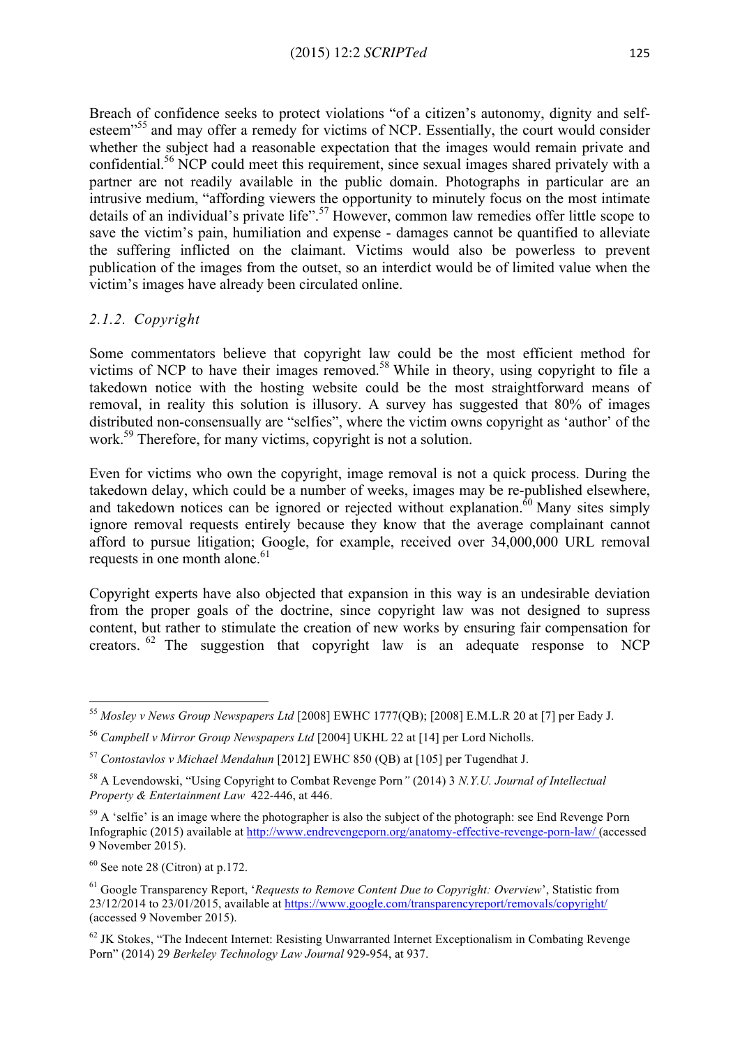Breach of confidence seeks to protect violations "of a citizen's autonomy, dignity and self-esteem"[55] and may offer a remedy for victims of NCP. Essentially, the court would consider whether the subject had a reasonable expectation that the images would remain private and confidential.[56] NCP could meet this requirement, since sexual images shared privately with a partner are not readily available in the public domain. Photographs in particular are an intrusive medium, "affording viewers the opportunity to minutely focus on the most intimate details of an individual's private life".[57] However, common law remedies offer little scope to save the victim's pain, humiliation and expense - damages cannot be quantified to alleviate the suffering inflicted on the claimant. Victims would also be powerless to prevent publication of the images from the outset, so an interdict would be of limited value when the victim's images have already been circulated online.

### *2.1.2. Copyright*

Some commentators believe that copyright law could be the most efficient method for victims of NCP to have their images removed.[58] While in theory, using copyright to file a takedown notice with the hosting website could be the most straightforward means of removal, in reality this solution is illusory. A survey has suggested that 80% of images distributed non-consensually are "selfies", where the victim owns copyright as 'author' of the work.[59] Therefore, for many victims, copyright is not a solution.

Even for victims who own the copyright, image removal is not a quick process. During the takedown delay, which could be a number of weeks, images may be re-published elsewhere, and takedown notices can be ignored or rejected without explanation.[60] Many sites simply ignore removal requests entirely because they know that the average complainant cannot afford to pursue litigation; Google, for example, received over 34,000,000 URL removal requests in one month alone.[61]

Copyright experts have also objected that expansion in this way is an undesirable deviation from the proper goals of the doctrine, since copyright law was not designed to supress content, but rather to stimulate the creation of new works by ensuring fair compensation for creators.[62] The suggestion that copyright law is an adequate response to NCP

---

[55] *Mosley v News Group Newspapers Ltd* [2008] EWHC 1777(QB); [2008] E.M.L.R 20 at [7] per Eady J.

[56] *Campbell v Mirror Group Newspapers Ltd* [2004] UKHL 22 at [14] per Lord Nicholls.

[57] *Contostavlos v Michael Mendahun* [2012] EWHC 850 (QB) at [105] per Tugendhat J.

[58] A Levendowski, "Using Copyright to Combat Revenge Porn*"* (2014) 3 *N.Y.U. Journal of Intellectual Property & Entertainment Law* 422-446, at 446.

[59] A 'selfie' is an image where the photographer is also the subject of the photograph: see End Revenge Porn Infographic (2015) available at http://www.endrevengeporn.org/anatomy-effective-revenge-porn-law/ (accessed 9 November 2015).

[60] See note 28 (Citron) at p.172.

[61] Google Transparency Report, '*Requests to Remove Content Due to Copyright: Overview*', Statistic from 23/12/2014 to 23/01/2015, available at https://www.google.com/transparencyreport/removals/copyright/ (accessed 9 November 2015).

[62] JK Stokes, "The Indecent Internet: Resisting Unwarranted Internet Exceptionalism in Combating Revenge Porn" (2014) 29 *Berkeley Technology Law Journal* 929-954, at 937.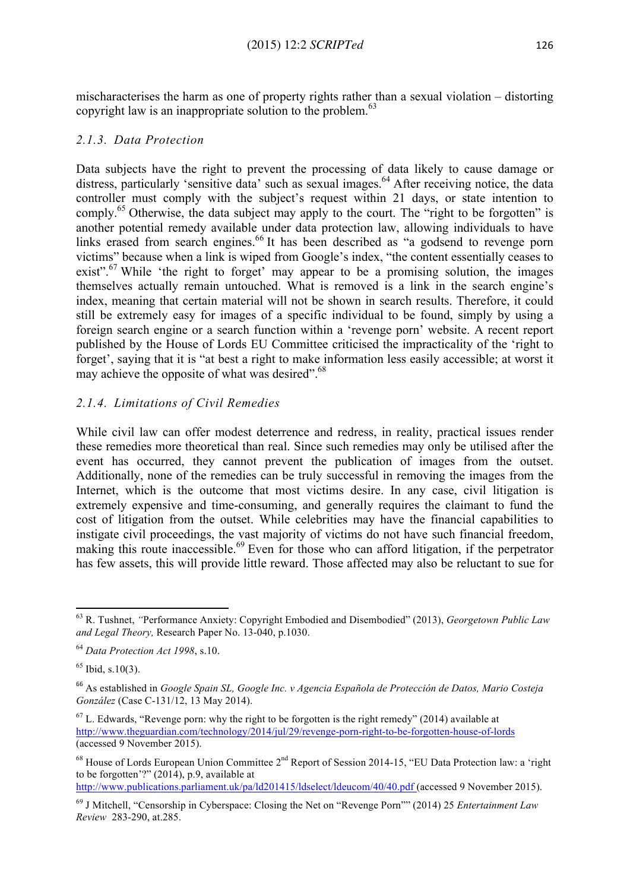mischaracterises the harm as one of property rights rather than a sexual violation – distorting copyright law is an inappropriate solution to the problem.[63]

### *2.1.3. Data Protection*

Data subjects have the right to prevent the processing of data likely to cause damage or distress, particularly 'sensitive data' such as sexual images.[64] After receiving notice, the data controller must comply with the subject's request within 21 days, or state intention to comply.[65] Otherwise, the data subject may apply to the court. The "right to be forgotten" is another potential remedy available under data protection law, allowing individuals to have links erased from search engines.[66] It has been described as "a godsend to revenge porn victims" because when a link is wiped from Google's index, "the content essentially ceases to exist".[67] While 'the right to forget' may appear to be a promising solution, the images themselves actually remain untouched. What is removed is a link in the search engine's index, meaning that certain material will not be shown in search results. Therefore, it could still be extremely easy for images of a specific individual to be found, simply by using a foreign search engine or a search function within a 'revenge porn' website. A recent report published by the House of Lords EU Committee criticised the impracticality of the 'right to forget', saying that it is "at best a right to make information less easily accessible; at worst it may achieve the opposite of what was desired".[68]

### *2.1.4. Limitations of Civil Remedies*

While civil law can offer modest deterrence and redress, in reality, practical issues render these remedies more theoretical than real. Since such remedies may only be utilised after the event has occurred, they cannot prevent the publication of images from the outset. Additionally, none of the remedies can be truly successful in removing the images from the Internet, which is the outcome that most victims desire. In any case, civil litigation is extremely expensive and time-consuming, and generally requires the claimant to fund the cost of litigation from the outset. While celebrities may have the financial capabilities to instigate civil proceedings, the vast majority of victims do not have such financial freedom, making this route inaccessible.[69] Even for those who can afford litigation, if the perpetrator has few assets, this will provide little reward. Those affected may also be reluctant to sue for

---

[63] R. Tushnet, "Performance Anxiety: Copyright Embodied and Disembodied" (2013), *Georgetown Public Law and Legal Theory,* Research Paper No. 13-040, p.1030.

[64] *Data Protection Act 1998*, s.10.

[65] Ibid, s.10(3).

[66] As established in *Google Spain SL, Google Inc. v Agencia Española de Protección de Datos, Mario Costeja González* (Case C-131/12, 13 May 2014).

[67] L. Edwards, "Revenge porn: why the right to be forgotten is the right remedy" (2014) available at http://www.theguardian.com/technology/2014/jul/29/revenge-porn-right-to-be-forgotten-house-of-lords (accessed 9 November 2015).

[68] House of Lords European Union Committee 2nd Report of Session 2014-15, "EU Data Protection law: a 'right to be forgotten'?" (2014), p.9, available at http://www.publications.parliament.uk/pa/ld201415/ldselect/ldeucom/40/40.pdf (accessed 9 November 2015).

[69] J Mitchell, "Censorship in Cyberspace: Closing the Net on "Revenge Porn"" (2014) 25 *Entertainment Law Review* 283-290, at.285.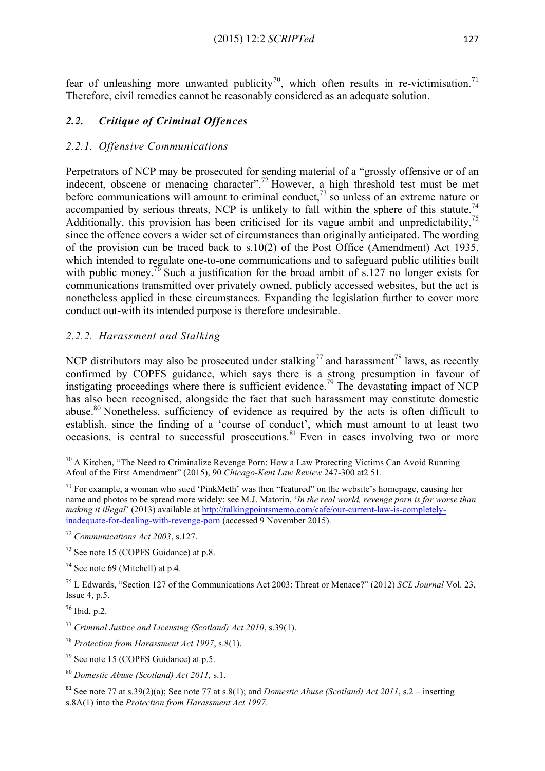fear of unleashing more unwanted publicity[70], which often results in re-victimisation.[71] Therefore, civil remedies cannot be reasonably considered as an adequate solution.

## *2.2. Critique of Criminal Offences*

### *2.2.1. Offensive Communications*

Perpetrators of NCP may be prosecuted for sending material of a "grossly offensive or of an indecent, obscene or menacing character".[72] However, a high threshold test must be met before communications will amount to criminal conduct,[73] so unless of an extreme nature or accompanied by serious threats, NCP is unlikely to fall within the sphere of this statute.[74] Additionally, this provision has been criticised for its vague ambit and unpredictability,[75] since the offence covers a wider set of circumstances than originally anticipated. The wording of the provision can be traced back to s.10(2) of the Post Office (Amendment) Act 1935, which intended to regulate one-to-one communications and to safeguard public utilities built with public money.[76] Such a justification for the broad ambit of s.127 no longer exists for communications transmitted over privately owned, publicly accessed websites, but the act is nonetheless applied in these circumstances. Expanding the legislation further to cover more conduct out-with its intended purpose is therefore undesirable.

### *2.2.2. Harassment and Stalking*

NCP distributors may also be prosecuted under stalking[77] and harassment[78] laws, as recently confirmed by COPFS guidance, which says there is a strong presumption in favour of instigating proceedings where there is sufficient evidence.[79] The devastating impact of NCP has also been recognised, alongside the fact that such harassment may constitute domestic abuse.[80] Nonetheless, sufficiency of evidence as required by the acts is often difficult to establish, since the finding of a 'course of conduct', which must amount to at least two occasions, is central to successful prosecutions.[81] Even in cases involving two or more

---

[70] A Kitchen, "The Need to Criminalize Revenge Porn: How a Law Protecting Victims Can Avoid Running Afoul of the First Amendment" (2015), 90 *Chicago-Kent Law Review* 247-300 at2 51.

[71] For example, a woman who sued 'PinkMeth' was then "featured" on the website's homepage, causing her name and photos to be spread more widely: see M.J. Matorin, '*In the real world, revenge porn is far worse than making it illegal*' (2013) available at http://talkingpointsmemo.com/cafe/our-current-law-is-completely-inadequate-for-dealing-with-revenge-porn (accessed 9 November 2015).

[72] *Communications Act 2003*, s.127.

[73] See note 15 (COPFS Guidance) at p.8.

[74] See note 69 (Mitchell) at p.4.

[75] L Edwards, "Section 127 of the Communications Act 2003: Threat or Menace?" (2012) *SCL Journal* Vol. 23, Issue 4, p.5.

[76] Ibid, p.2.

[77] *Criminal Justice and Licensing (Scotland) Act 2010*, s.39(1).

[78] *Protection from Harassment Act 1997*, s.8(1).

[79] See note 15 (COPFS Guidance) at p.5.

[80] *Domestic Abuse (Scotland) Act 2011,* s.1.

[81] See note 77 at s.39(2)(a); See note 77 at s.8(1); and *Domestic Abuse (Scotland) Act 2011*, s.2 – inserting s.8A(1) into the *Protection from Harassment Act 1997*.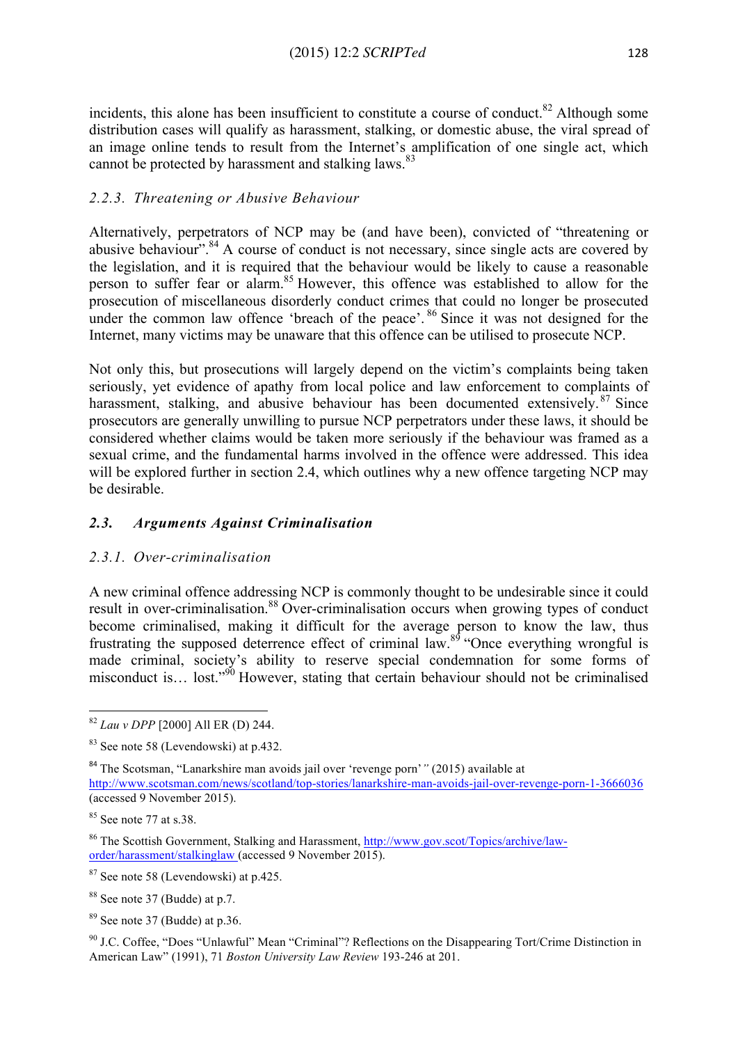incidents, this alone has been insufficient to constitute a course of conduct.[82] Although some distribution cases will qualify as harassment, stalking, or domestic abuse, the viral spread of an image online tends to result from the Internet's amplification of one single act, which cannot be protected by harassment and stalking laws.[83]

#### *2.2.3. Threatening or Abusive Behaviour*

Alternatively, perpetrators of NCP may be (and have been), convicted of "threatening or abusive behaviour".[84] A course of conduct is not necessary, since single acts are covered by the legislation, and it is required that the behaviour would be likely to cause a reasonable person to suffer fear or alarm.[85] However, this offence was established to allow for the prosecution of miscellaneous disorderly conduct crimes that could no longer be prosecuted under the common law offence 'breach of the peace'.[86] Since it was not designed for the Internet, many victims may be unaware that this offence can be utilised to prosecute NCP.

Not only this, but prosecutions will largely depend on the victim's complaints being taken seriously, yet evidence of apathy from local police and law enforcement to complaints of harassment, stalking, and abusive behaviour has been documented extensively.[87] Since prosecutors are generally unwilling to pursue NCP perpetrators under these laws, it should be considered whether claims would be taken more seriously if the behaviour was framed as a sexual crime, and the fundamental harms involved in the offence were addressed. This idea will be explored further in section 2.4, which outlines why a new offence targeting NCP may be desirable.

### *2.3. Arguments Against Criminalisation*

#### *2.3.1. Over-criminalisation*

A new criminal offence addressing NCP is commonly thought to be undesirable since it could result in over-criminalisation.[88] Over-criminalisation occurs when growing types of conduct become criminalised, making it difficult for the average person to know the law, thus frustrating the supposed deterrence effect of criminal law.[89] "Once everything wrongful is made criminal, society's ability to reserve special condemnation for some forms of misconduct is… lost."[90] However, stating that certain behaviour should not be criminalised

---

[82] *Lau v DPP* [2000] All ER (D) 244.

[83] See note 58 (Levendowski) at p.432.

[84] The Scotsman, "Lanarkshire man avoids jail over 'revenge porn'" (2015) available at http://www.scotsman.com/news/scotland/top-stories/lanarkshire-man-avoids-jail-over-revenge-porn-1-3666036 (accessed 9 November 2015).

[85] See note 77 at s.38.

[86] The Scottish Government, Stalking and Harassment, http://www.gov.scot/Topics/archive/law-order/harassment/stalkinglaw (accessed 9 November 2015).

[87] See note 58 (Levendowski) at p.425.

[88] See note 37 (Budde) at p.7.

[89] See note 37 (Budde) at p.36.

[90] J.C. Coffee, "Does "Unlawful" Mean "Criminal"? Reflections on the Disappearing Tort/Crime Distinction in American Law" (1991), 71 *Boston University Law Review* 193-246 at 201.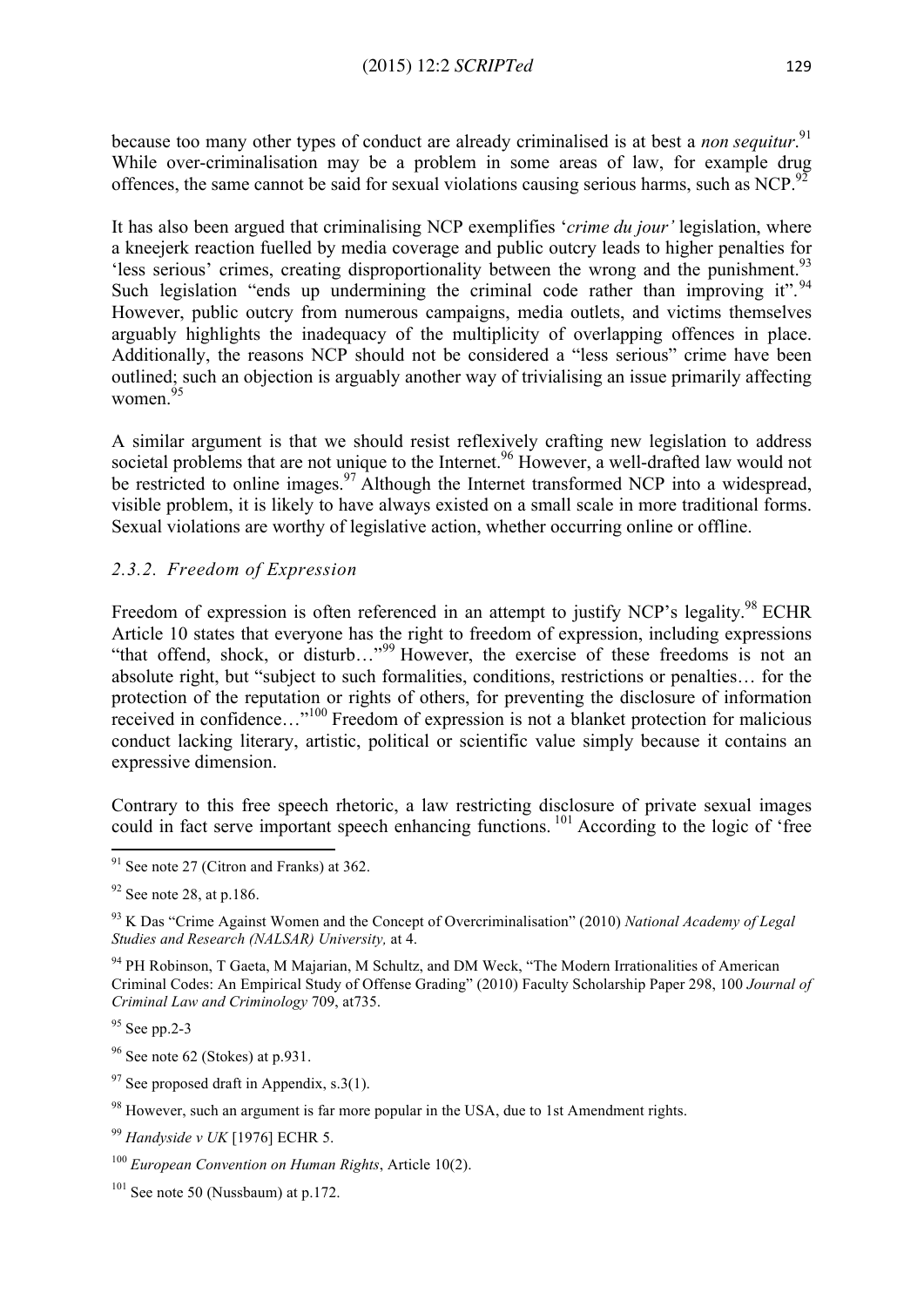because too many other types of conduct are already criminalised is at best a *non sequitur*.[91] While over-criminalisation may be a problem in some areas of law, for example drug offences, the same cannot be said for sexual violations causing serious harms, such as NCP.[92]

It has also been argued that criminalising NCP exemplifies '*crime du jour'* legislation, where a kneejerk reaction fuelled by media coverage and public outcry leads to higher penalties for 'less serious' crimes, creating disproportionality between the wrong and the punishment.[93] Such legislation "ends up undermining the criminal code rather than improving it".[94] However, public outcry from numerous campaigns, media outlets, and victims themselves arguably highlights the inadequacy of the multiplicity of overlapping offences in place. Additionally, the reasons NCP should not be considered a "less serious" crime have been outlined; such an objection is arguably another way of trivialising an issue primarily affecting women.[95]

A similar argument is that we should resist reflexively crafting new legislation to address societal problems that are not unique to the Internet.[96] However, a well-drafted law would not be restricted to online images.[97] Although the Internet transformed NCP into a widespread, visible problem, it is likely to have always existed on a small scale in more traditional forms. Sexual violations are worthy of legislative action, whether occurring online or offline.

### *2.3.2. Freedom of Expression*

Freedom of expression is often referenced in an attempt to justify NCP's legality.[98] ECHR Article 10 states that everyone has the right to freedom of expression, including expressions "that offend, shock, or disturb…"[99] However, the exercise of these freedoms is not an absolute right, but "subject to such formalities, conditions, restrictions or penalties… for the protection of the reputation or rights of others, for preventing the disclosure of information received in confidence…"[100] Freedom of expression is not a blanket protection for malicious conduct lacking literary, artistic, political or scientific value simply because it contains an expressive dimension.

Contrary to this free speech rhetoric, a law restricting disclosure of private sexual images could in fact serve important speech enhancing functions.[101] According to the logic of 'free

---

[91] See note 27 (Citron and Franks) at 362.

[92] See note 28, at p.186.

[93] K Das "Crime Against Women and the Concept of Overcriminalisation" (2010) *National Academy of Legal Studies and Research (NALSAR) University,* at 4.

[94] PH Robinson, T Gaeta, M Majarian, M Schultz, and DM Weck, "The Modern Irrationalities of American Criminal Codes: An Empirical Study of Offense Grading" (2010) Faculty Scholarship Paper 298, 100 *Journal of Criminal Law and Criminology* 709, at735.

[95] See pp.2-3

[96] See note 62 (Stokes) at p.931.

[97] See proposed draft in Appendix, s.3(1).

[98] However, such an argument is far more popular in the USA, due to 1st Amendment rights.

[99] *Handyside v UK* [1976] ECHR 5.

[100] *European Convention on Human Rights*, Article 10(2).

[101] See note 50 (Nussbaum) at p.172.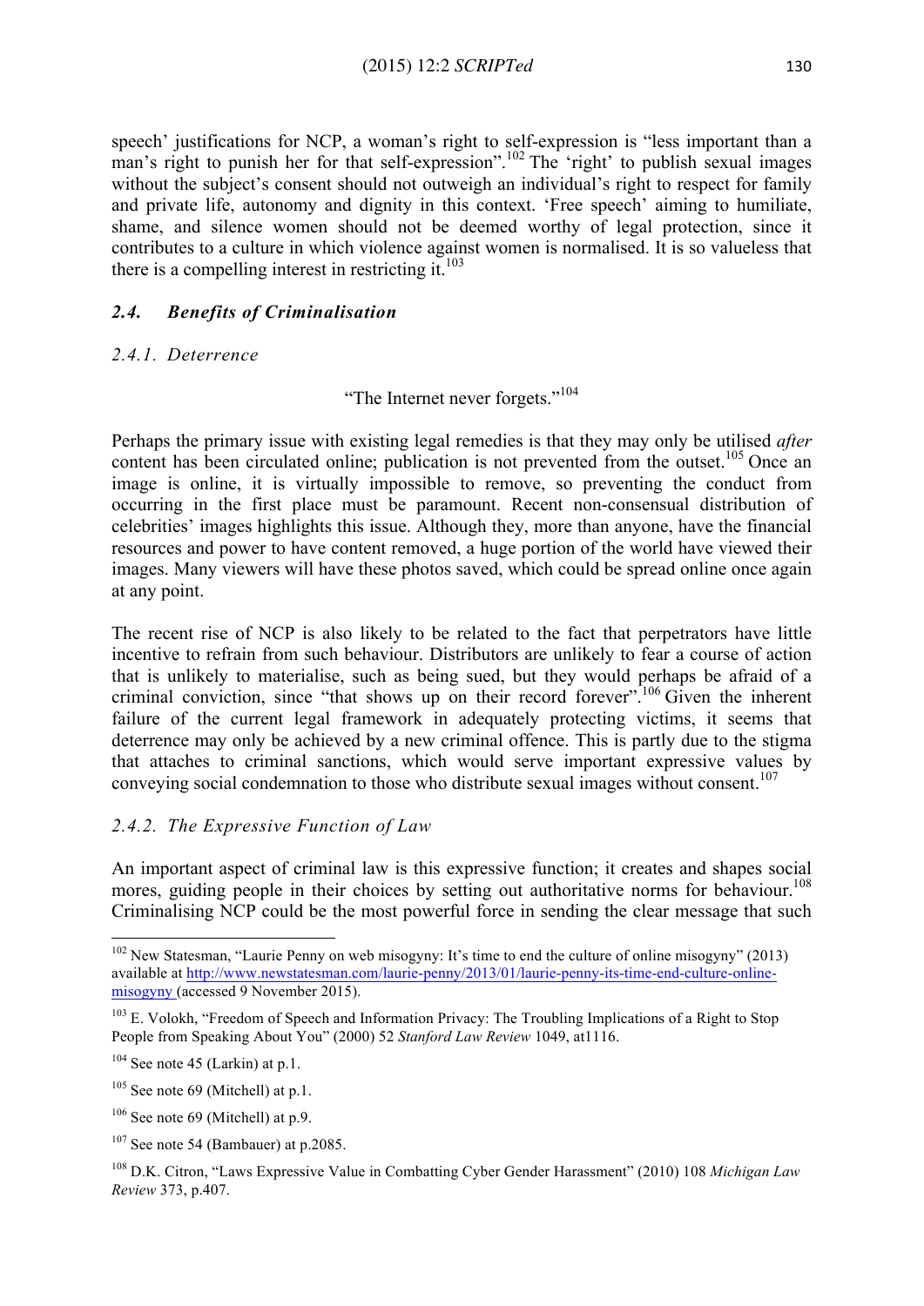speech' justifications for NCP, a woman's right to self-expression is "less important than a man's right to punish her for that self-expression".[102] The 'right' to publish sexual images without the subject's consent should not outweigh an individual's right to respect for family and private life, autonomy and dignity in this context. 'Free speech' aiming to humiliate, shame, and silence women should not be deemed worthy of legal protection, since it contributes to a culture in which violence against women is normalised. It is so valueless that there is a compelling interest in restricting it.[103]

### *2.4. Benefits of Criminalisation*

#### *2.4.1. Deterrence*

"The Internet never forgets."[104]

Perhaps the primary issue with existing legal remedies is that they may only be utilised *after* content has been circulated online; publication is not prevented from the outset.[105] Once an image is online, it is virtually impossible to remove, so preventing the conduct from occurring in the first place must be paramount. Recent non-consensual distribution of celebrities' images highlights this issue. Although they, more than anyone, have the financial resources and power to have content removed, a huge portion of the world have viewed their images. Many viewers will have these photos saved, which could be spread online once again at any point.

The recent rise of NCP is also likely to be related to the fact that perpetrators have little incentive to refrain from such behaviour. Distributors are unlikely to fear a course of action that is unlikely to materialise, such as being sued, but they would perhaps be afraid of a criminal conviction, since "that shows up on their record forever".[106] Given the inherent failure of the current legal framework in adequately protecting victims, it seems that deterrence may only be achieved by a new criminal offence. This is partly due to the stigma that attaches to criminal sanctions, which would serve important expressive values by conveying social condemnation to those who distribute sexual images without consent.[107]

#### *2.4.2. The Expressive Function of Law*

An important aspect of criminal law is this expressive function; it creates and shapes social mores, guiding people in their choices by setting out authoritative norms for behaviour.[108] Criminalising NCP could be the most powerful force in sending the clear message that such

---

[102] New Statesman, "Laurie Penny on web misogyny: It's time to end the culture of online misogyny" (2013) available at http://www.newstatesman.com/laurie-penny/2013/01/laurie-penny-its-time-end-culture-online-misogyny (accessed 9 November 2015).

[103] E. Volokh, "Freedom of Speech and Information Privacy: The Troubling Implications of a Right to Stop People from Speaking About You" (2000) 52 *Stanford Law Review* 1049, at1116.

[104] See note 45 (Larkin) at p.1.

[105] See note 69 (Mitchell) at p.1.

[106] See note 69 (Mitchell) at p.9.

[107] See note 54 (Bambauer) at p.2085.

[108] D.K. Citron, "Laws Expressive Value in Combatting Cyber Gender Harassment" (2010) 108 *Michigan Law Review* 373, p.407.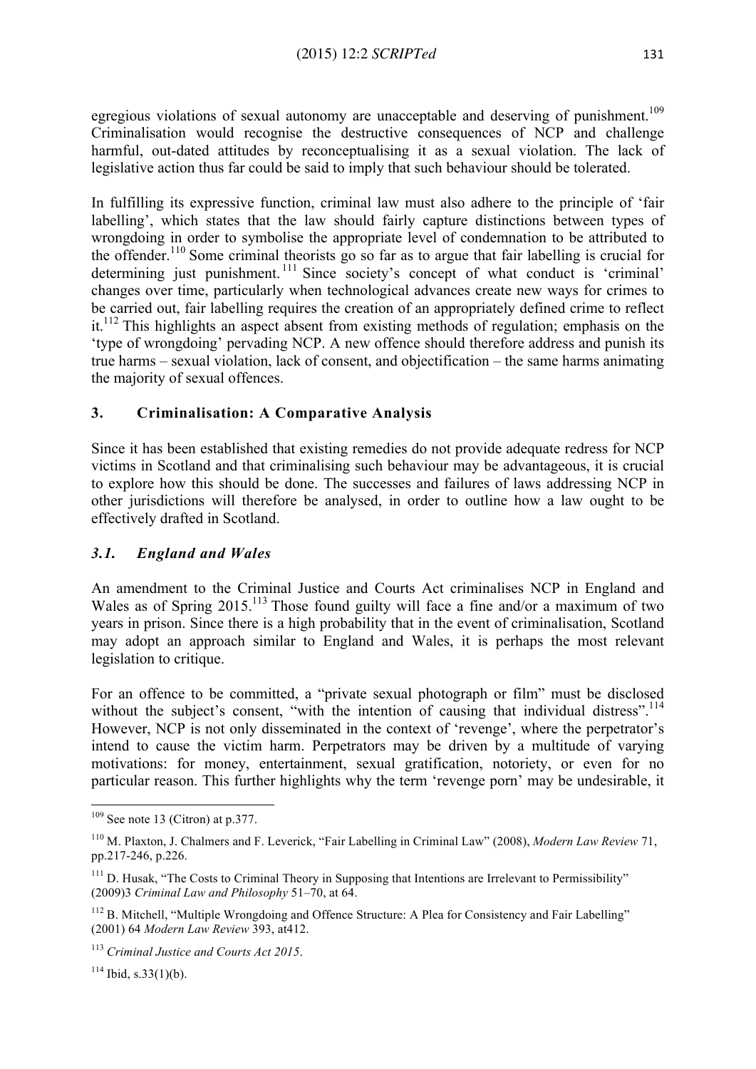egregious violations of sexual autonomy are unacceptable and deserving of punishment.[109] Criminalisation would recognise the destructive consequences of NCP and challenge harmful, out-dated attitudes by reconceptualising it as a sexual violation. The lack of legislative action thus far could be said to imply that such behaviour should be tolerated.

In fulfilling its expressive function, criminal law must also adhere to the principle of 'fair labelling', which states that the law should fairly capture distinctions between types of wrongdoing in order to symbolise the appropriate level of condemnation to be attributed to the offender.[110] Some criminal theorists go so far as to argue that fair labelling is crucial for determining just punishment.[111] Since society's concept of what conduct is 'criminal' changes over time, particularly when technological advances create new ways for crimes to be carried out, fair labelling requires the creation of an appropriately defined crime to reflect it.[112] This highlights an aspect absent from existing methods of regulation; emphasis on the 'type of wrongdoing' pervading NCP. A new offence should therefore address and punish its true harms – sexual violation, lack of consent, and objectification – the same harms animating the majority of sexual offences.

## 3. Criminalisation: A Comparative Analysis

Since it has been established that existing remedies do not provide adequate redress for NCP victims in Scotland and that criminalising such behaviour may be advantageous, it is crucial to explore how this should be done. The successes and failures of laws addressing NCP in other jurisdictions will therefore be analysed, in order to outline how a law ought to be effectively drafted in Scotland.

### *3.1. England and Wales*

An amendment to the Criminal Justice and Courts Act criminalises NCP in England and Wales as of Spring 2015.[113] Those found guilty will face a fine and/or a maximum of two years in prison. Since there is a high probability that in the event of criminalisation, Scotland may adopt an approach similar to England and Wales, it is perhaps the most relevant legislation to critique.

For an offence to be committed, a "private sexual photograph or film" must be disclosed without the subject's consent, "with the intention of causing that individual distress".[114] However, NCP is not only disseminated in the context of 'revenge', where the perpetrator's intend to cause the victim harm. Perpetrators may be driven by a multitude of varying motivations: for money, entertainment, sexual gratification, notoriety, or even for no particular reason. This further highlights why the term 'revenge porn' may be undesirable, it

---

[109] See note 13 (Citron) at p.377.

[110] M. Plaxton, J. Chalmers and F. Leverick, "Fair Labelling in Criminal Law" (2008), *Modern Law Review* 71, pp.217-246, p.226.

[111] D. Husak, "The Costs to Criminal Theory in Supposing that Intentions are Irrelevant to Permissibility" (2009)3 *Criminal Law and Philosophy* 51–70, at 64.

[112] B. Mitchell, "Multiple Wrongdoing and Offence Structure: A Plea for Consistency and Fair Labelling" (2001) 64 *Modern Law Review* 393, at412.

[113] *Criminal Justice and Courts Act 2015*.

[114] Ibid, s.33(1)(b).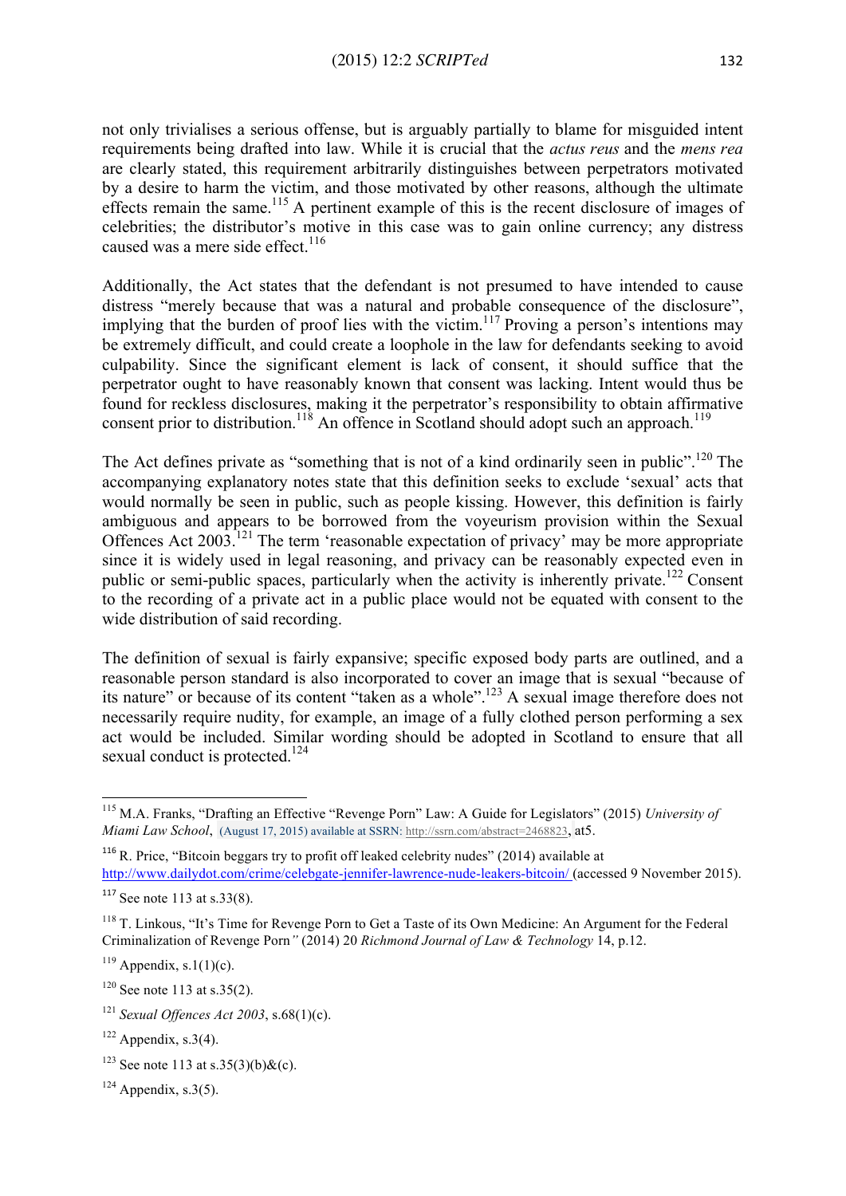not only trivialises a serious offense, but is arguably partially to blame for misguided intent requirements being drafted into law. While it is crucial that the *actus reus* and the *mens rea* are clearly stated, this requirement arbitrarily distinguishes between perpetrators motivated by a desire to harm the victim, and those motivated by other reasons, although the ultimate effects remain the same.[115] A pertinent example of this is the recent disclosure of images of celebrities; the distributor's motive in this case was to gain online currency; any distress caused was a mere side effect.[116]

Additionally, the Act states that the defendant is not presumed to have intended to cause distress "merely because that was a natural and probable consequence of the disclosure", implying that the burden of proof lies with the victim.[117] Proving a person's intentions may be extremely difficult, and could create a loophole in the law for defendants seeking to avoid culpability. Since the significant element is lack of consent, it should suffice that the perpetrator ought to have reasonably known that consent was lacking. Intent would thus be found for reckless disclosures, making it the perpetrator's responsibility to obtain affirmative consent prior to distribution.[118] An offence in Scotland should adopt such an approach.[119]

The Act defines private as "something that is not of a kind ordinarily seen in public".[120] The accompanying explanatory notes state that this definition seeks to exclude 'sexual' acts that would normally be seen in public, such as people kissing. However, this definition is fairly ambiguous and appears to be borrowed from the voyeurism provision within the Sexual Offences Act 2003.[121] The term 'reasonable expectation of privacy' may be more appropriate since it is widely used in legal reasoning, and privacy can be reasonably expected even in public or semi-public spaces, particularly when the activity is inherently private.[122] Consent to the recording of a private act in a public place would not be equated with consent to the wide distribution of said recording.

The definition of sexual is fairly expansive; specific exposed body parts are outlined, and a reasonable person standard is also incorporated to cover an image that is sexual "because of its nature" or because of its content "taken as a whole".[123] A sexual image therefore does not necessarily require nudity, for example, an image of a fully clothed person performing a sex act would be included. Similar wording should be adopted in Scotland to ensure that all sexual conduct is protected.[124]

---

[115] M.A. Franks, "Drafting an Effective "Revenge Porn" Law: A Guide for Legislators" (2015) *University of Miami Law School*, (August 17, 2015) available at SSRN: http://ssrn.com/abstract=2468823, at5.

[116] R. Price, "Bitcoin beggars try to profit off leaked celebrity nudes" (2014) available at http://www.dailydot.com/crime/celebgate-jennifer-lawrence-nude-leakers-bitcoin/ (accessed 9 November 2015).

[117] See note 113 at s.33(8).

[118] T. Linkous, "It's Time for Revenge Porn to Get a Taste of its Own Medicine: An Argument for the Federal Criminalization of Revenge Porn*"* (2014) 20 *Richmond Journal of Law & Technology* 14, p.12.

[119] Appendix, s.1(1)(c).

[120] See note 113 at s.35(2).

[121] *Sexual Offences Act 2003*, s.68(1)(c).

[122] Appendix, s.3(4).

[123] See note 113 at s.35(3)(b)&(c).

[124] Appendix, s.3(5).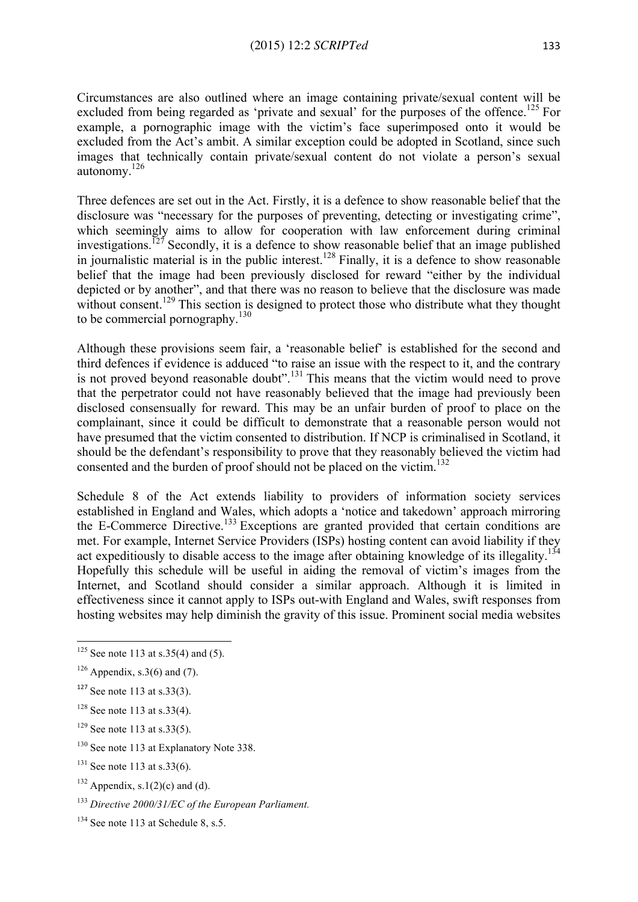Circumstances are also outlined where an image containing private/sexual content will be excluded from being regarded as 'private and sexual' for the purposes of the offence.[125] For example, a pornographic image with the victim's face superimposed onto it would be excluded from the Act's ambit. A similar exception could be adopted in Scotland, since such images that technically contain private/sexual content do not violate a person's sexual autonomy.[126]

Three defences are set out in the Act. Firstly, it is a defence to show reasonable belief that the disclosure was "necessary for the purposes of preventing, detecting or investigating crime", which seemingly aims to allow for cooperation with law enforcement during criminal investigations.[127] Secondly, it is a defence to show reasonable belief that an image published in journalistic material is in the public interest.[128] Finally, it is a defence to show reasonable belief that the image had been previously disclosed for reward "either by the individual depicted or by another", and that there was no reason to believe that the disclosure was made without consent.[129] This section is designed to protect those who distribute what they thought to be commercial pornography.[130]

Although these provisions seem fair, a 'reasonable belief' is established for the second and third defences if evidence is adduced "to raise an issue with the respect to it, and the contrary is not proved beyond reasonable doubt".[131] This means that the victim would need to prove that the perpetrator could not have reasonably believed that the image had previously been disclosed consensually for reward. This may be an unfair burden of proof to place on the complainant, since it could be difficult to demonstrate that a reasonable person would not have presumed that the victim consented to distribution. If NCP is criminalised in Scotland, it should be the defendant's responsibility to prove that they reasonably believed the victim had consented and the burden of proof should not be placed on the victim.[132]

Schedule 8 of the Act extends liability to providers of information society services established in England and Wales, which adopts a 'notice and takedown' approach mirroring the E-Commerce Directive.[133] Exceptions are granted provided that certain conditions are met. For example, Internet Service Providers (ISPs) hosting content can avoid liability if they act expeditiously to disable access to the image after obtaining knowledge of its illegality.[134] Hopefully this schedule will be useful in aiding the removal of victim's images from the Internet, and Scotland should consider a similar approach. Although it is limited in effectiveness since it cannot apply to ISPs out-with England and Wales, swift responses from hosting websites may help diminish the gravity of this issue. Prominent social media websites

---

[125] See note 113 at s.35(4) and (5).

[126] Appendix, s.3(6) and (7).

[127] See note 113 at s.33(3).

[128] See note 113 at s.33(4).

[129] See note 113 at s.33(5).

[130] See note 113 at Explanatory Note 338.

[131] See note 113 at s.33(6).

[132] Appendix, s.1(2)(c) and (d).

[133] *Directive 2000/31/EC of the European Parliament.*

[134] See note 113 at Schedule 8, s.5.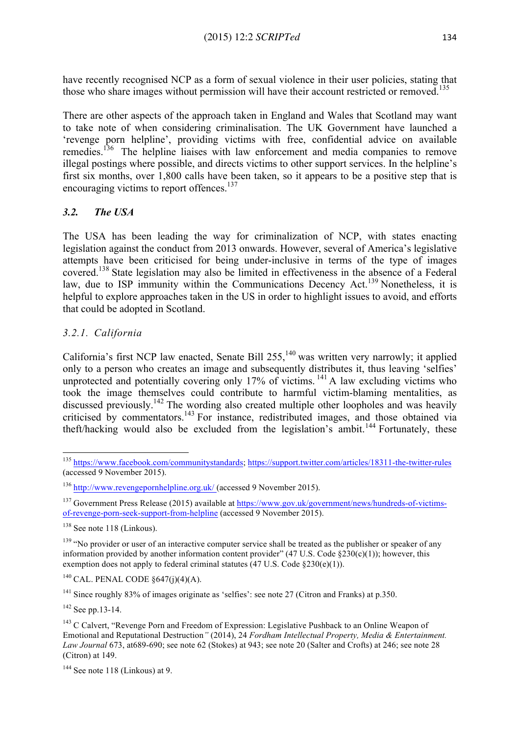have recently recognised NCP as a form of sexual violence in their user policies, stating that those who share images without permission will have their account restricted or removed.[135]

There are other aspects of the approach taken in England and Wales that Scotland may want to take note of when considering criminalisation. The UK Government have launched a 'revenge porn helpline', providing victims with free, confidential advice on available remedies.[136] The helpline liaises with law enforcement and media companies to remove illegal postings where possible, and directs victims to other support services. In the helpline's first six months, over 1,800 calls have been taken, so it appears to be a positive step that is encouraging victims to report offences.[137]

### *3.2. The USA*

The USA has been leading the way for criminalization of NCP, with states enacting legislation against the conduct from 2013 onwards. However, several of America's legislative attempts have been criticised for being under-inclusive in terms of the type of images covered.[138] State legislation may also be limited in effectiveness in the absence of a Federal law, due to ISP immunity within the Communications Decency Act.[139] Nonetheless, it is helpful to explore approaches taken in the US in order to highlight issues to avoid, and efforts that could be adopted in Scotland.

#### *3.2.1. California*

California's first NCP law enacted, Senate Bill 255,[140] was written very narrowly; it applied only to a person who creates an image and subsequently distributes it, thus leaving 'selfies' unprotected and potentially covering only 17% of victims.[141] A law excluding victims who took the image themselves could contribute to harmful victim-blaming mentalities, as discussed previously.[142] The wording also created multiple other loopholes and was heavily criticised by commentators.[143] For instance, redistributed images, and those obtained via theft/hacking would also be excluded from the legislation's ambit.[144] Fortunately, these

---

[135] https://www.facebook.com/communitystandards; https://support.twitter.com/articles/18311-the-twitter-rules (accessed 9 November 2015).

[136] http://www.revengepornhelpline.org.uk/ (accessed 9 November 2015).

[137] Government Press Release (2015) available at https://www.gov.uk/government/news/hundreds-of-victims-of-revenge-porn-seek-support-from-helpline (accessed 9 November 2015).

[138] See note 118 (Linkous).

[139] "No provider or user of an interactive computer service shall be treated as the publisher or speaker of any information provided by another information content provider" (47 U.S. Code §230(c)(1)); however, this exemption does not apply to federal criminal statutes (47 U.S. Code §230(e)(1)).

[140] CAL. PENAL CODE §647(j)(4)(A).

[141] Since roughly 83% of images originate as 'selfies': see note 27 (Citron and Franks) at p.350.

[142] See pp.13-14.

[143] C Calvert, "Revenge Porn and Freedom of Expression: Legislative Pushback to an Online Weapon of Emotional and Reputational Destruction" (2014), 24 *Fordham Intellectual Property, Media & Entertainment. Law Journal* 673, at689-690; see note 62 (Stokes) at 943; see note 20 (Salter and Crofts) at 246; see note 28 (Citron) at 149.

[144] See note 118 (Linkous) at 9.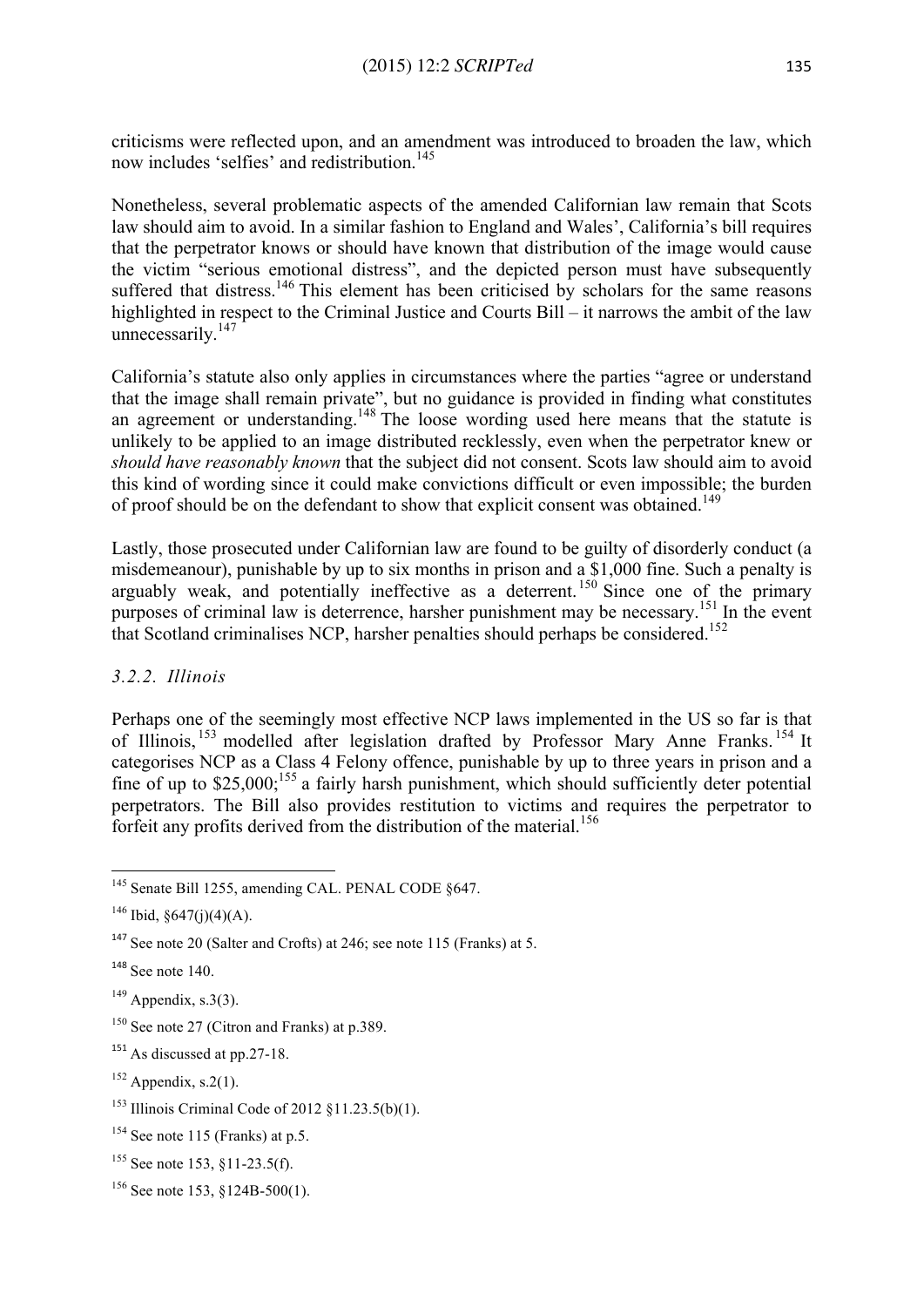criticisms were reflected upon, and an amendment was introduced to broaden the law, which now includes 'selfies' and redistribution.[145]

Nonetheless, several problematic aspects of the amended Californian law remain that Scots law should aim to avoid. In a similar fashion to England and Wales', California's bill requires that the perpetrator knows or should have known that distribution of the image would cause the victim "serious emotional distress", and the depicted person must have subsequently suffered that distress.[146] This element has been criticised by scholars for the same reasons highlighted in respect to the Criminal Justice and Courts Bill – it narrows the ambit of the law unnecessarily.[147]

California's statute also only applies in circumstances where the parties "agree or understand that the image shall remain private", but no guidance is provided in finding what constitutes an agreement or understanding.[148] The loose wording used here means that the statute is unlikely to be applied to an image distributed recklessly, even when the perpetrator knew or *should have reasonably known* that the subject did not consent. Scots law should aim to avoid this kind of wording since it could make convictions difficult or even impossible; the burden of proof should be on the defendant to show that explicit consent was obtained.[149]

Lastly, those prosecuted under Californian law are found to be guilty of disorderly conduct (a misdemeanour), punishable by up to six months in prison and a $1,000 fine. Such a penalty is arguably weak, and potentially ineffective as a deterrent.[150] Since one of the primary purposes of criminal law is deterrence, harsher punishment may be necessary.[151] In the event that Scotland criminalises NCP, harsher penalties should perhaps be considered.[152]

### *3.2.2. Illinois*

Perhaps one of the seemingly most effective NCP laws implemented in the US so far is that of Illinois,[153] modelled after legislation drafted by Professor Mary Anne Franks.[154] It categorises NCP as a Class 4 Felony offence, punishable by up to three years in prison and a fine of up to $25,000;[155] a fairly harsh punishment, which should sufficiently deter potential perpetrators. The Bill also provides restitution to victims and requires the perpetrator to forfeit any profits derived from the distribution of the material.[156]

---

[145] Senate Bill 1255, amending CAL. PENAL CODE §647.

[146] Ibid, §647(j)(4)(A).

[147] See note 20 (Salter and Crofts) at 246; see note 115 (Franks) at 5.

[148] See note 140.

[149] Appendix, s.3(3).

[150] See note 27 (Citron and Franks) at p.389.

[151] As discussed at pp.27-18.

[152] Appendix, s.2(1).

[153] Illinois Criminal Code of 2012 §11.23.5(b)(1).

[154] See note 115 (Franks) at p.5.

[155] See note 153, §11-23.5(f).

[156] See note 153, §124B-500(1).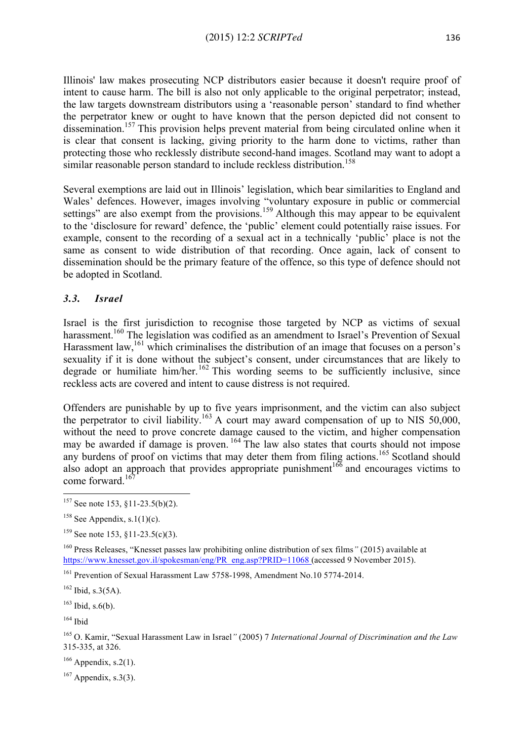Illinois' law makes prosecuting NCP distributors easier because it doesn't require proof of intent to cause harm. The bill is also not only applicable to the original perpetrator; instead, the law targets downstream distributors using a 'reasonable person' standard to find whether the perpetrator knew or ought to have known that the person depicted did not consent to dissemination.[157] This provision helps prevent material from being circulated online when it is clear that consent is lacking, giving priority to the harm done to victims, rather than protecting those who recklessly distribute second-hand images. Scotland may want to adopt a similar reasonable person standard to include reckless distribution.[158]

Several exemptions are laid out in Illinois' legislation, which bear similarities to England and Wales' defences. However, images involving "voluntary exposure in public or commercial settings" are also exempt from the provisions.[159] Although this may appear to be equivalent to the 'disclosure for reward' defence, the 'public' element could potentially raise issues. For example, consent to the recording of a sexual act in a technically 'public' place is not the same as consent to wide distribution of that recording. Once again, lack of consent to dissemination should be the primary feature of the offence, so this type of defence should not be adopted in Scotland.

### *3.3. Israel*

Israel is the first jurisdiction to recognise those targeted by NCP as victims of sexual harassment.[160] The legislation was codified as an amendment to Israel's Prevention of Sexual Harassment law,[161] which criminalises the distribution of an image that focuses on a person's sexuality if it is done without the subject's consent, under circumstances that are likely to degrade or humiliate him/her.[162] This wording seems to be sufficiently inclusive, since reckless acts are covered and intent to cause distress is not required.

Offenders are punishable by up to five years imprisonment, and the victim can also subject the perpetrator to civil liability.[163] A court may award compensation of up to NIS 50,000, without the need to prove concrete damage caused to the victim, and higher compensation may be awarded if damage is proven.[164] The law also states that courts should not impose any burdens of proof on victims that may deter them from filing actions.[165] Scotland should also adopt an approach that provides appropriate punishment[166] and encourages victims to come forward.[167]

---

[157] See note 153, §11-23.5(b)(2).

[158] See Appendix, s.1(1)(c).

[159] See note 153, §11-23.5(c)(3).

[160] Press Releases, "Knesset passes law prohibiting online distribution of sex films" (2015) available at https://www.knesset.gov.il/spokesman/eng/PR_eng.asp?PRID=11068 (accessed 9 November 2015).

[161] Prevention of Sexual Harassment Law 5758-1998, Amendment No.10 5774-2014.

[162] Ibid, s.3(5A).

[163] Ibid, s.6(b).

[164] Ibid

[165] O. Kamir, "Sexual Harassment Law in Israel" (2005) 7 *International Journal of Discrimination and the Law* 315-335, at 326.

[166] Appendix, s.2(1).

[167] Appendix, s.3(3).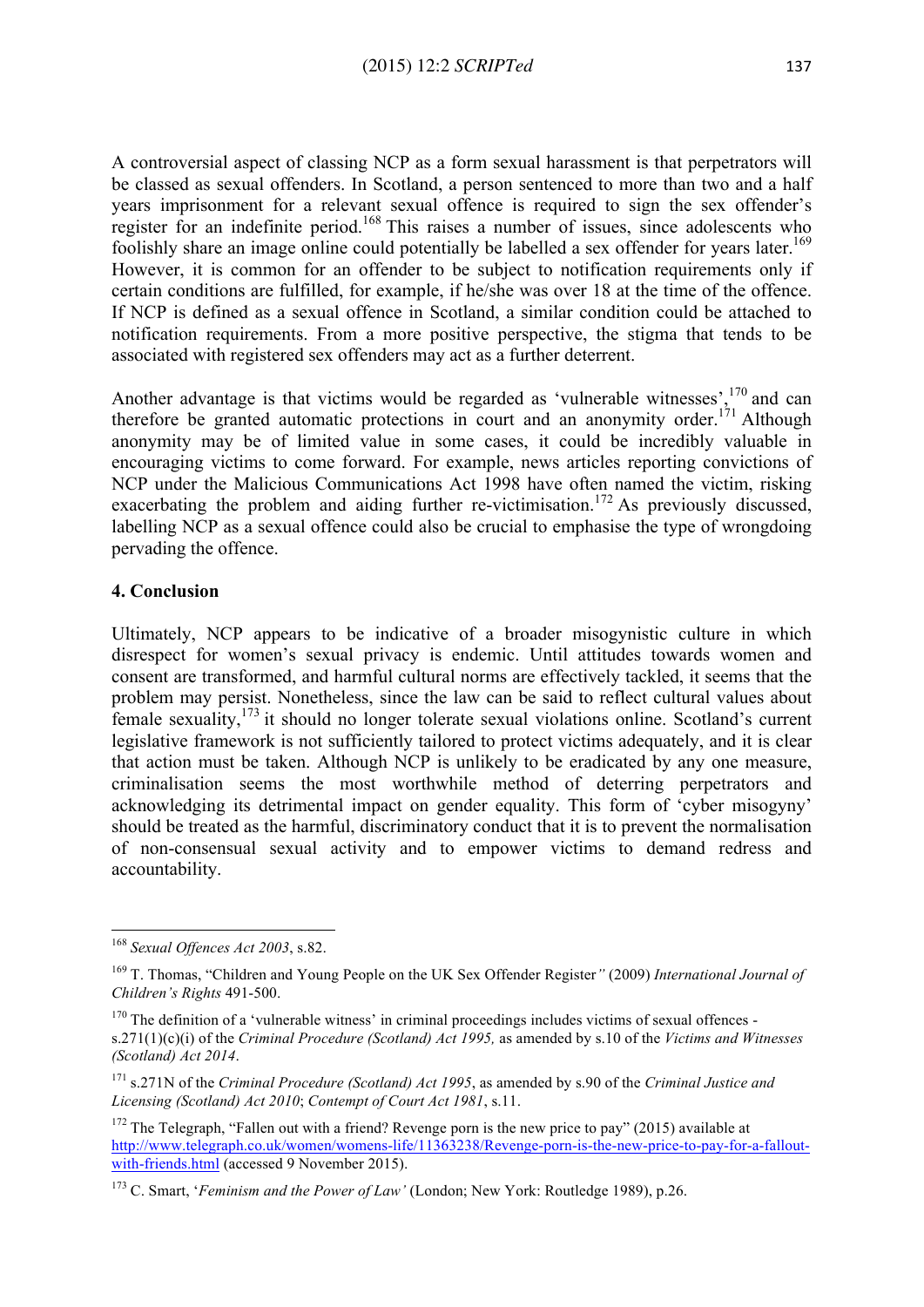A controversial aspect of classing NCP as a form sexual harassment is that perpetrators will be classed as sexual offenders. In Scotland, a person sentenced to more than two and a half years imprisonment for a relevant sexual offence is required to sign the sex offender's register for an indefinite period.[168] This raises a number of issues, since adolescents who foolishly share an image online could potentially be labelled a sex offender for years later.[169] However, it is common for an offender to be subject to notification requirements only if certain conditions are fulfilled, for example, if he/she was over 18 at the time of the offence. If NCP is defined as a sexual offence in Scotland, a similar condition could be attached to notification requirements. From a more positive perspective, the stigma that tends to be associated with registered sex offenders may act as a further deterrent.

Another advantage is that victims would be regarded as 'vulnerable witnesses',[170] and can therefore be granted automatic protections in court and an anonymity order.[171] Although anonymity may be of limited value in some cases, it could be incredibly valuable in encouraging victims to come forward. For example, news articles reporting convictions of NCP under the Malicious Communications Act 1998 have often named the victim, risking exacerbating the problem and aiding further re-victimisation.[172] As previously discussed, labelling NCP as a sexual offence could also be crucial to emphasise the type of wrongdoing pervading the offence.

## 4. Conclusion

Ultimately, NCP appears to be indicative of a broader misogynistic culture in which disrespect for women's sexual privacy is endemic. Until attitudes towards women and consent are transformed, and harmful cultural norms are effectively tackled, it seems that the problem may persist. Nonetheless, since the law can be said to reflect cultural values about female sexuality,[173] it should no longer tolerate sexual violations online. Scotland's current legislative framework is not sufficiently tailored to protect victims adequately, and it is clear that action must be taken. Although NCP is unlikely to be eradicated by any one measure, criminalisation seems the most worthwhile method of deterring perpetrators and acknowledging its detrimental impact on gender equality. This form of 'cyber misogyny' should be treated as the harmful, discriminatory conduct that it is to prevent the normalisation of non-consensual sexual activity and to empower victims to demand redress and accountability.

---

[168] *Sexual Offences Act 2003*, s.82.

[169] T. Thomas, "Children and Young People on the UK Sex Offender Register*"* (2009) *International Journal of Children's Rights* 491-500.

[170] The definition of a 'vulnerable witness' in criminal proceedings includes victims of sexual offences - s.271(1)(c)(i) of the *Criminal Procedure (Scotland) Act 1995,* as amended by s.10 of the *Victims and Witnesses (Scotland) Act 2014*.

[171] s.271N of the *Criminal Procedure (Scotland) Act 1995*, as amended by s.90 of the *Criminal Justice and Licensing (Scotland) Act 2010*; *Contempt of Court Act 1981*, s.11.

[172] The Telegraph, "Fallen out with a friend? Revenge porn is the new price to pay" (2015) available at http://www.telegraph.co.uk/women/womens-life/11363238/Revenge-porn-is-the-new-price-to-pay-for-a-fallout-with-friends.html (accessed 9 November 2015).

[173] C. Smart, '*Feminism and the Power of Law'* (London; New York: Routledge 1989), p.26.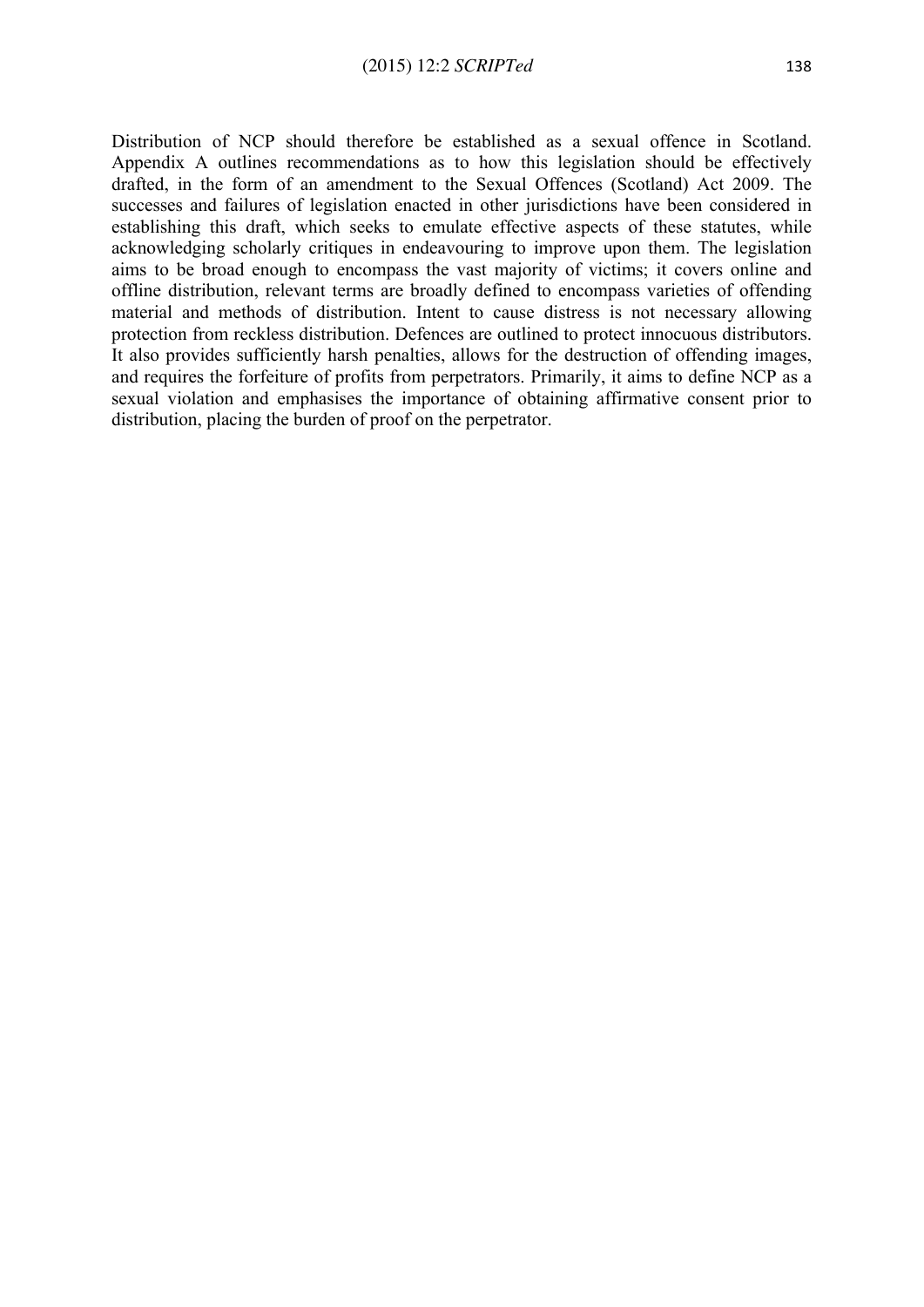Distribution of NCP should therefore be established as a sexual offence in Scotland. Appendix A outlines recommendations as to how this legislation should be effectively drafted, in the form of an amendment to the Sexual Offences (Scotland) Act 2009. The successes and failures of legislation enacted in other jurisdictions have been considered in establishing this draft, which seeks to emulate effective aspects of these statutes, while acknowledging scholarly critiques in endeavouring to improve upon them. The legislation aims to be broad enough to encompass the vast majority of victims; it covers online and offline distribution, relevant terms are broadly defined to encompass varieties of offending material and methods of distribution. Intent to cause distress is not necessary allowing protection from reckless distribution. Defences are outlined to protect innocuous distributors. It also provides sufficiently harsh penalties, allows for the destruction of offending images, and requires the forfeiture of profits from perpetrators. Primarily, it aims to define NCP as a sexual violation and emphasises the importance of obtaining affirmative consent prior to distribution, placing the burden of proof on the perpetrator.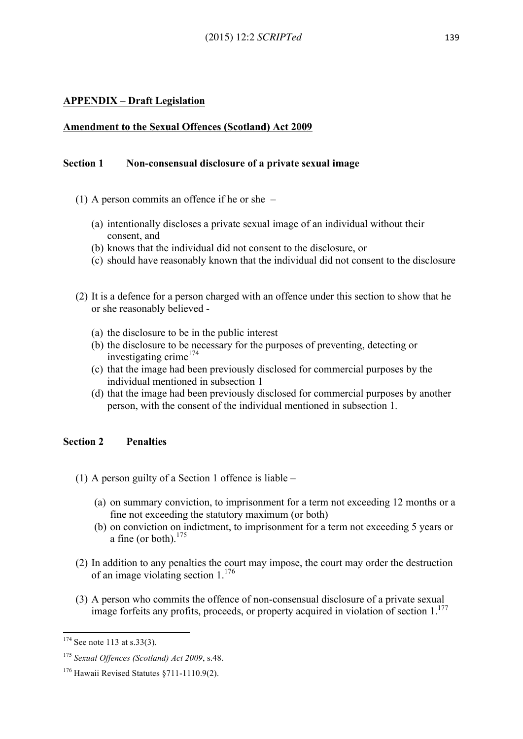## APPENDIX – Draft Legislation

### Amendment to the Sexual Offences (Scotland) Act 2009

**Section 1 Non-consensual disclosure of a private sexual image**

(1) A person commits an offence if he or she –

- (a) intentionally discloses a private sexual image of an individual without their consent, and
- (b) knows that the individual did not consent to the disclosure, or
- (c) should have reasonably known that the individual did not consent to the disclosure

(2) It is a defence for a person charged with an offence under this section to show that he or she reasonably believed -

- (a) the disclosure to be in the public interest
- (b) the disclosure to be necessary for the purposes of preventing, detecting or investigating crime[174]
- (c) that the image had been previously disclosed for commercial purposes by the individual mentioned in subsection 1
- (d) that the image had been previously disclosed for commercial purposes by another person, with the consent of the individual mentioned in subsection 1.

**Section 2 Penalties**

(1) A person guilty of a Section 1 offence is liable –

- (a) on summary conviction, to imprisonment for a term not exceeding 12 months or a fine not exceeding the statutory maximum (or both)
- (b) on conviction on indictment, to imprisonment for a term not exceeding 5 years or a fine (or both).[175]

(2) In addition to any penalties the court may impose, the court may order the destruction of an image violating section 1.[176]

(3) A person who commits the offence of non-consensual disclosure of a private sexual image forfeits any profits, proceeds, or property acquired in violation of section 1.[177]

---

[174] See note 113 at s.33(3).

[175] *Sexual Offences (Scotland) Act 2009*, s.48.

[176] Hawaii Revised Statutes §711-1110.9(2).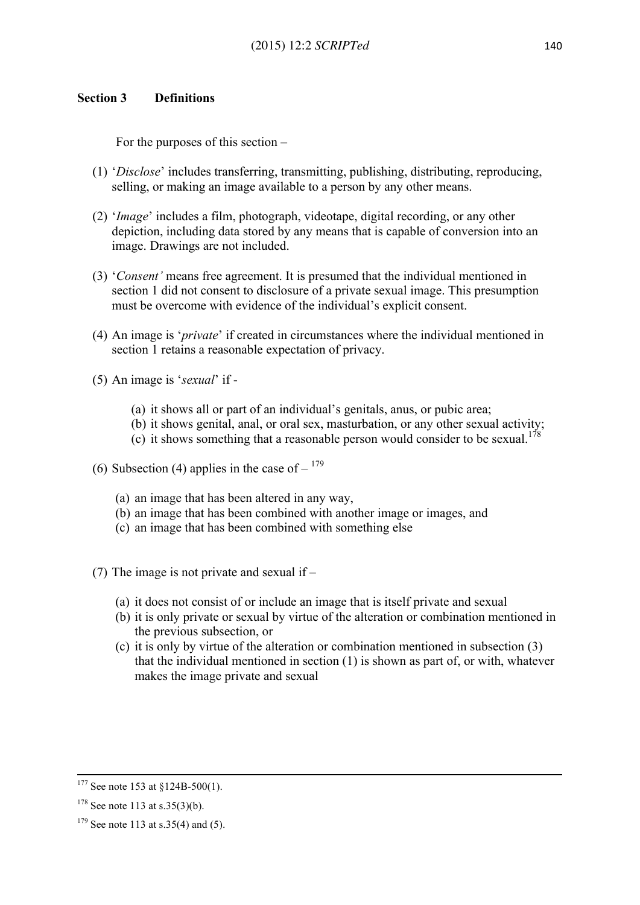**Section 3 Definitions**

For the purposes of this section –

(1) '*Disclose*' includes transferring, transmitting, publishing, distributing, reproducing, selling, or making an image available to a person by any other means.

(2) '*Image*' includes a film, photograph, videotape, digital recording, or any other depiction, including data stored by any means that is capable of conversion into an image. Drawings are not included.

(3) '*Consent'* means free agreement. It is presumed that the individual mentioned in section 1 did not consent to disclosure of a private sexual image. This presumption must be overcome with evidence of the individual's explicit consent.

(4) An image is '*private*' if created in circumstances where the individual mentioned in section 1 retains a reasonable expectation of privacy.

(5) An image is '*sexual*' if -

  (a) it shows all or part of an individual's genitals, anus, or pubic area;
  (b) it shows genital, anal, or oral sex, masturbation, or any other sexual activity;
  (c) it shows something that a reasonable person would consider to be sexual.[178]

(6) Subsection (4) applies in the case of – [179]

  (a) an image that has been altered in any way,
  (b) an image that has been combined with another image or images, and
  (c) an image that has been combined with something else

(7) The image is not private and sexual if –

  (a) it does not consist of or include an image that is itself private and sexual
  (b) it is only private or sexual by virtue of the alteration or combination mentioned in the previous subsection, or
  (c) it is only by virtue of the alteration or combination mentioned in subsection (3) that the individual mentioned in section (1) is shown as part of, or with, whatever makes the image private and sexual

---

[177] See note 153 at §124B-500(1).

[178] See note 113 at s.35(3)(b).

[179] See note 113 at s.35(4) and (5).